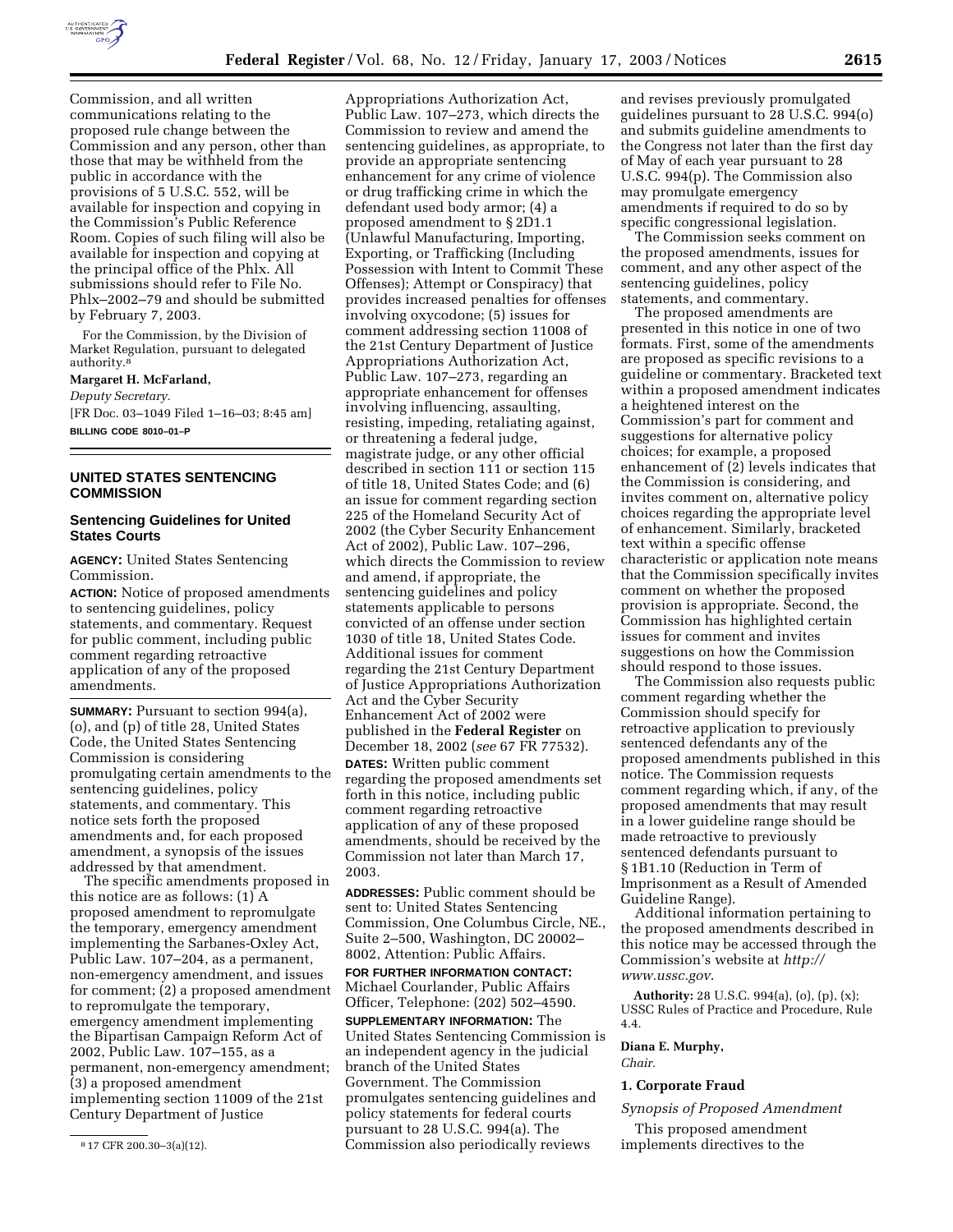Commission, and all written communications relating to the proposed rule change between the Commission and any person, other than those that may be withheld from the public in accordance with the provisions of 5 U.S.C. 552, will be available for inspection and copying in the Commission's Public Reference Room. Copies of such filing will also be available for inspection and copying at the principal office of the Phlx. All submissions should refer to File No. Phlx–2002–79 and should be submitted by February 7, 2003.

For the Commission, by the Division of Market Regulation, pursuant to delegated authority.[8]

**Margaret H. McFarland,**

*Deputy Secretary.*

[FR Doc. 03–1049 Filed 1–16–03; 8:45 am]

**BILLING CODE 8010–01–P**

[8] 17 CFR 200.30–3(a)(12).

## UNITED STATES SENTENCING COMMISSION

### Sentencing Guidelines for United States Courts

**AGENCY:** United States Sentencing Commission.

**ACTION:** Notice of proposed amendments to sentencing guidelines, policy statements, and commentary. Request for public comment, including public comment regarding retroactive application of any of the proposed amendments.

**SUMMARY:** Pursuant to section 994(a), (o), and (p) of title 28, United States Code, the United States Sentencing Commission is considering promulgating certain amendments to the sentencing guidelines, policy statements, and commentary. This notice sets forth the proposed amendments and, for each proposed amendment, a synopsis of the issues addressed by that amendment.

The specific amendments proposed in this notice are as follows: (1) A proposed amendment to repromulgate the temporary, emergency amendment implementing the Sarbanes-Oxley Act, Public Law. 107–204, as a permanent, non-emergency amendment, and issues for comment; (2) a proposed amendment to repromulgate the temporary, emergency amendment implementing the Bipartisan Campaign Reform Act of 2002, Public Law. 107–155, as a permanent, non-emergency amendment; (3) a proposed amendment implementing section 11009 of the 21st Century Department of Justice Appropriations Authorization Act, Public Law. 107–273, which directs the Commission to review and amend the sentencing guidelines, as appropriate, to provide an appropriate sentencing enhancement for any crime of violence or drug trafficking crime in which the defendant used body armor; (4) a proposed amendment to § 2D1.1 (Unlawful Manufacturing, Importing, Exporting, or Trafficking (Including Possession with Intent to Commit These Offenses); Attempt or Conspiracy) that provides increased penalties for offenses involving oxycodone; (5) issues for comment addressing section 11008 of the 21st Century Department of Justice Appropriations Authorization Act, Public Law. 107–273, regarding an appropriate enhancement for offenses involving influencing, assaulting, resisting, impeding, retaliating against, or threatening a federal judge, magistrate judge, or any other official described in section 111 or section 115 of title 18, United States Code; and (6) an issue for comment regarding section 225 of the Homeland Security Act of 2002 (the Cyber Security Enhancement Act of 2002), Public Law. 107–296, which directs the Commission to review and amend, if appropriate, the sentencing guidelines and policy statements applicable to persons convicted of an offense under section 1030 of title 18, United States Code. Additional issues for comment regarding the 21st Century Department of Justice Appropriations Authorization Act and the Cyber Security Enhancement Act of 2002 were published in the **Federal Register** on December 18, 2002 (*see* 67 FR 77532).

**DATES:** Written public comment regarding the proposed amendments set forth in this notice, including public comment regarding retroactive application of any of these proposed amendments, should be received by the Commission not later than March 17, 2003.

**ADDRESSES:** Public comment should be sent to: United States Sentencing Commission, One Columbus Circle, NE., Suite 2–500, Washington, DC 20002–8002, Attention: Public Affairs.

**FOR FURTHER INFORMATION CONTACT:** Michael Courlander, Public Affairs Officer, Telephone: (202) 502–4590.

**SUPPLEMENTARY INFORMATION:** The United States Sentencing Commission is an independent agency in the judicial branch of the United States Government. The Commission promulgates sentencing guidelines and policy statements for federal courts pursuant to 28 U.S.C. 994(a). The Commission also periodically reviews and revises previously promulgated guidelines pursuant to 28 U.S.C. 994(o) and submits guideline amendments to the Congress not later than the first day of May of each year pursuant to 28 U.S.C. 994(p). The Commission also may promulgate emergency amendments if required to do so by specific congressional legislation.

The Commission seeks comment on the proposed amendments, issues for comment, and any other aspect of the sentencing guidelines, policy statements, and commentary.

The proposed amendments are presented in this notice in one of two formats. First, some of the amendments are proposed as specific revisions to a guideline or commentary. Bracketed text within a proposed amendment indicates a heightened interest on the Commission's part for comment and suggestions for alternative policy choices; for example, a proposed enhancement of [2] levels indicates that the Commission is considering, and invites comment on, alternative policy choices regarding the appropriate level of enhancement. Similarly, bracketed text within a specific offense characteristic or application note means that the Commission specifically invites comment on whether the proposed provision is appropriate. Second, the Commission has highlighted certain issues for comment and invites suggestions on how the Commission should respond to those issues.

The Commission also requests public comment regarding whether the Commission should specify for retroactive application to previously sentenced defendants any of the proposed amendments published in this notice. The Commission requests comment regarding which, if any, of the proposed amendments that may result in a lower guideline range should be made retroactive to previously sentenced defendants pursuant to § 1B1.10 (Reduction in Term of Imprisonment as a Result of Amended Guideline Range).

Additional information pertaining to the proposed amendments described in this notice may be accessed through the Commission's website at *http://www.ussc.gov*.

**Authority:** 28 U.S.C. 994(a), (o), (p), (x); USSC Rules of Practice and Procedure, Rule 4.4.

**Diana E. Murphy,**

*Chair.*

### 1. Corporate Fraud

*Synopsis of Proposed Amendment*

This proposed amendment implements directives to the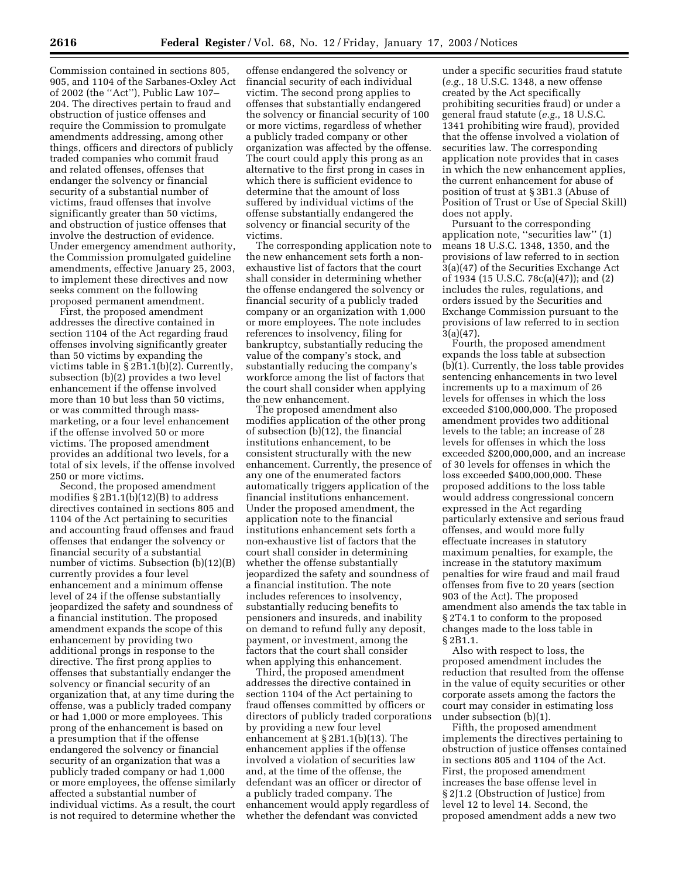Commission contained in sections 805, 905, and 1104 of the Sarbanes-Oxley Act of 2002 (the ''Act''), Public Law 107–204. The directives pertain to fraud and obstruction of justice offenses and require the Commission to promulgate amendments addressing, among other things, officers and directors of publicly traded companies who commit fraud and related offenses, offenses that endanger the solvency or financial security of a substantial number of victims, fraud offenses that involve significantly greater than 50 victims, and obstruction of justice offenses that involve the destruction of evidence. Under emergency amendment authority, the Commission promulgated guideline amendments, effective January 25, 2003, to implement these directives and now seeks comment on the following proposed permanent amendment.

First, the proposed amendment addresses the directive contained in section 1104 of the Act regarding fraud offenses involving significantly greater than 50 victims by expanding the victims table in § 2B1.1(b)(2). Currently, subsection (b)(2) provides a two level enhancement if the offense involved more than 10 but less than 50 victims, or was committed through mass-marketing, or a four level enhancement if the offense involved 50 or more victims. The proposed amendment provides an additional two levels, for a total of six levels, if the offense involved 250 or more victims.

Second, the proposed amendment modifies § 2B1.1(b)(12)(B) to address directives contained in sections 805 and 1104 of the Act pertaining to securities and accounting fraud offenses and fraud offenses that endanger the solvency or financial security of a substantial number of victims. Subsection (b)(12)(B) currently provides a four level enhancement and a minimum offense level of 24 if the offense substantially jeopardized the safety and soundness of a financial institution. The proposed amendment expands the scope of this enhancement by providing two additional prongs in response to the directive. The first prong applies to offenses that substantially endanger the solvency or financial security of an organization that, at any time during the offense, was a publicly traded company or had 1,000 or more employees. This prong of the enhancement is based on a presumption that if the offense endangered the solvency or financial security of an organization that was a publicly traded company or had 1,000 or more employees, the offense similarly affected a substantial number of individual victims. As a result, the court is not required to determine whether the offense endangered the solvency or financial security of each individual victim. The second prong applies to offenses that substantially endangered the solvency or financial security of 100 or more victims, regardless of whether a publicly traded company or other organization was affected by the offense. The court could apply this prong as an alternative to the first prong in cases in which there is sufficient evidence to determine that the amount of loss suffered by individual victims of the offense substantially endangered the solvency or financial security of the victims.

The corresponding application note to the new enhancement sets forth a non-exhaustive list of factors that the court shall consider in determining whether the offense endangered the solvency or financial security of a publicly traded company or an organization with 1,000 or more employees. The note includes references to insolvency, filing for bankruptcy, substantially reducing the value of the company's stock, and substantially reducing the company's workforce among the list of factors that the court shall consider when applying the new enhancement.

The proposed amendment also modifies application of the other prong of subsection (b)(12), the financial institutions enhancement, to be consistent structurally with the new enhancement. Currently, the presence of any one of the enumerated factors automatically triggers application of the financial institutions enhancement. Under the proposed amendment, the application note to the financial institutions enhancement sets forth a non-exhaustive list of factors that the court shall consider in determining whether the offense substantially jeopardized the safety and soundness of a financial institution. The note includes references to insolvency, substantially reducing benefits to pensioners and insureds, and inability on demand to refund fully any deposit, payment, or investment, among the factors that the court shall consider when applying this enhancement.

Third, the proposed amendment addresses the directive contained in section 1104 of the Act pertaining to fraud offenses committed by officers or directors of publicly traded corporations by providing a new four level enhancement at § 2B1.1(b)(13). The enhancement applies if the offense involved a violation of securities law and, at the time of the offense, the defendant was an officer or director of a publicly traded company. The enhancement would apply regardless of whether the defendant was convicted under a specific securities fraud statute (*e.g.*, 18 U.S.C. 1348, a new offense created by the Act specifically prohibiting securities fraud) or under a general fraud statute (*e.g.*, 18 U.S.C. 1341 prohibiting wire fraud), provided that the offense involved a violation of securities law. The corresponding application note provides that in cases in which the new enhancement applies, the current enhancement for abuse of position of trust at § 3B1.3 (Abuse of Position of Trust or Use of Special Skill) does not apply.

Pursuant to the corresponding application note, ''securities law'' (1) means 18 U.S.C. 1348, 1350, and the provisions of law referred to in section 3(a)(47) of the Securities Exchange Act of 1934 (15 U.S.C. 78c(a)(47)); and (2) includes the rules, regulations, and orders issued by the Securities and Exchange Commission pursuant to the provisions of law referred to in section 3(a)(47).

Fourth, the proposed amendment expands the loss table at subsection (b)(1). Currently, the loss table provides sentencing enhancements in two level increments up to a maximum of 26 levels for offenses in which the loss exceeded $100,000,000. The proposed amendment provides two additional levels to the table; an increase of 28 levels for offenses in which the loss exceeded $200,000,000, and an increase of 30 levels for offenses in which the loss exceeded $400,000,000. These proposed additions to the loss table would address congressional concern expressed in the Act regarding particularly extensive and serious fraud offenses, and would more fully effectuate increases in statutory maximum penalties, for example, the increase in the statutory maximum penalties for wire fraud and mail fraud offenses from five to 20 years (section 903 of the Act). The proposed amendment also amends the tax table in § 2T4.1 to conform to the proposed changes made to the loss table in § 2B1.1.

Also with respect to loss, the proposed amendment includes the reduction that resulted from the offense in the value of equity securities or other corporate assets among the factors the court may consider in estimating loss under subsection (b)(1).

Fifth, the proposed amendment implements the directives pertaining to obstruction of justice offenses contained in sections 805 and 1104 of the Act. First, the proposed amendment increases the base offense level in § 2J1.2 (Obstruction of Justice) from level 12 to level 14. Second, the proposed amendment adds a new two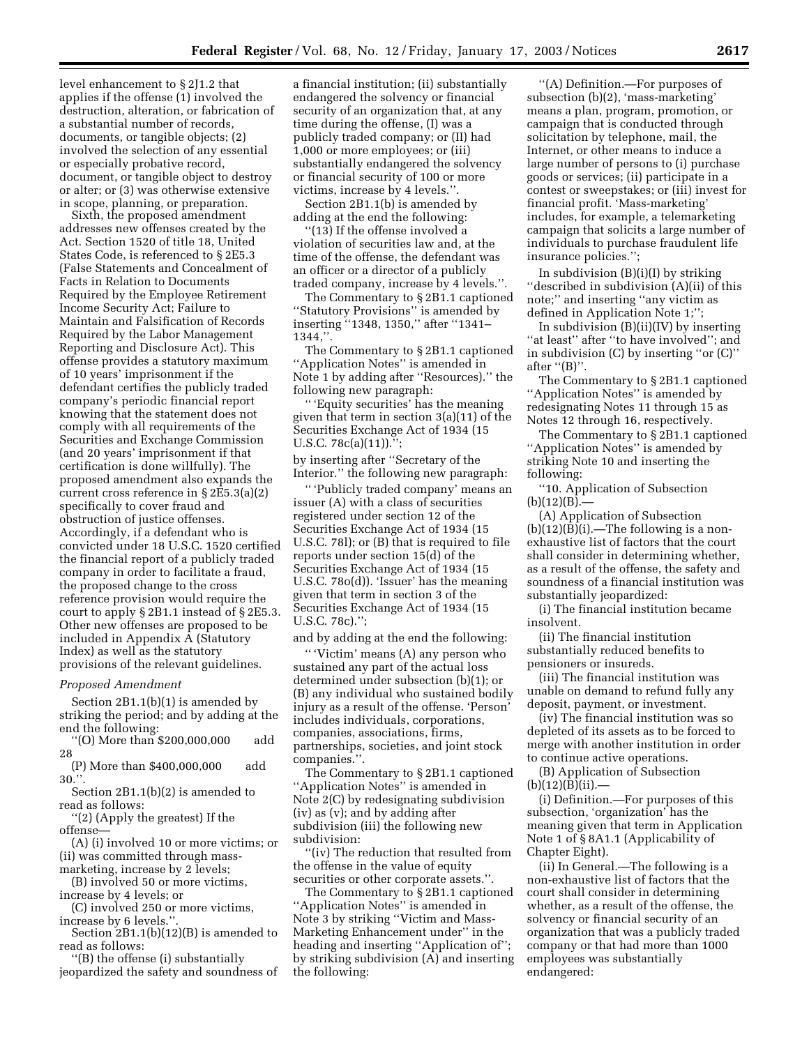level enhancement to § 2J1.2 that applies if the offense (1) involved the destruction, alteration, or fabrication of a substantial number of records, documents, or tangible objects; (2) involved the selection of any essential or especially probative record, document, or tangible object to destroy or alter; or (3) was otherwise extensive in scope, planning, or preparation.

Sixth, the proposed amendment addresses new offenses created by the Act. Section 1520 of title 18, United States Code, is referenced to § 2E5.3 (False Statements and Concealment of Facts in Relation to Documents Required by the Employee Retirement Income Security Act; Failure to Maintain and Falsification of Records Required by the Labor Management Reporting and Disclosure Act). This offense provides a statutory maximum of 10 years' imprisonment if the defendant certifies the publicly traded company's periodic financial report knowing that the statement does not comply with all requirements of the Securities and Exchange Commission (and 20 years' imprisonment if that certification is done willfully). The proposed amendment also expands the current cross reference in § 2E5.3(a)(2) specifically to cover fraud and obstruction of justice offenses. Accordingly, if a defendant who is convicted under 18 U.S.C. 1520 certified the financial report of a publicly traded company in order to facilitate a fraud, the proposed change to the cross reference provision would require the court to apply § 2B1.1 instead of § 2E5.3. Other new offenses are proposed to be included in Appendix A (Statutory Index) as well as the statutory provisions of the relevant guidelines.

*Proposed Amendment*

Section 2B1.1(b)(1) is amended by striking the period; and by adding at the end the following:

''(O) More than $200,000,000 add 28

(P) More than $400,000,000 add 30.''.

Section 2B1.1(b)(2) is amended to read as follows:

''(2) (Apply the greatest) If the offense—

(A) (i) involved 10 or more victims; or (ii) was committed through mass-marketing, increase by 2 levels;

(B) involved 50 or more victims, increase by 4 levels; or

(C) involved 250 or more victims, increase by 6 levels.''.

Section 2B1.1(b)(12)(B) is amended to read as follows:

''(B) the offense (i) substantially jeopardized the safety and soundness of a financial institution; (ii) substantially endangered the solvency or financial security of an organization that, at any time during the offense, (I) was a publicly traded company; or (II) had 1,000 or more employees; or (iii) substantially endangered the solvency or financial security of 100 or more victims, increase by 4 levels.''.

Section 2B1.1(b) is amended by adding at the end the following:

''(13) If the offense involved a violation of securities law and, at the time of the offense, the defendant was an officer or a director of a publicly traded company, increase by 4 levels.''.

The Commentary to § 2B1.1 captioned ''Statutory Provisions'' is amended by inserting ''1348, 1350,'' after ''1341–1344,''.

The Commentary to § 2B1.1 captioned ''Application Notes'' is amended in Note 1 by adding after ''Resources).'' the following new paragraph:

'' 'Equity securities' has the meaning given that term in section 3(a)(11) of the Securities Exchange Act of 1934 (15 U.S.C. 78c(a)(11)).'';

by inserting after ''Secretary of the Interior.'' the following new paragraph:

'' 'Publicly traded company' means an issuer (A) with a class of securities registered under section 12 of the Securities Exchange Act of 1934 (15 U.S.C. 78l); or (B) that is required to file reports under section 15(d) of the Securities Exchange Act of 1934 (15 U.S.C. 78o(d)). 'Issuer' has the meaning given that term in section 3 of the Securities Exchange Act of 1934 (15 U.S.C. 78c).'';

and by adding at the end the following:

'' 'Victim' means (A) any person who sustained any part of the actual loss determined under subsection (b)(1); or (B) any individual who sustained bodily injury as a result of the offense. 'Person' includes individuals, corporations, companies, associations, firms, partnerships, societies, and joint stock companies.''.

The Commentary to § 2B1.1 captioned ''Application Notes'' is amended in Note 2(C) by redesignating subdivision (iv) as (v); and by adding after subdivision (iii) the following new subdivision:

''(iv) The reduction that resulted from the offense in the value of equity securities or other corporate assets.''.

The Commentary to § 2B1.1 captioned ''Application Notes'' is amended in Note 3 by striking ''Victim and Mass-Marketing Enhancement under'' in the heading and inserting ''Application of''; by striking subdivision (A) and inserting the following:

''(A) Definition.—For purposes of subsection (b)(2), 'mass-marketing' means a plan, program, promotion, or campaign that is conducted through solicitation by telephone, mail, the Internet, or other means to induce a large number of persons to (i) purchase goods or services; (ii) participate in a contest or sweepstakes; or (iii) invest for financial profit. 'Mass-marketing' includes, for example, a telemarketing campaign that solicits a large number of individuals to purchase fraudulent life insurance policies.'';

In subdivision (B)(i)(I) by striking ''described in subdivision (A)(ii) of this note;'' and inserting ''any victim as defined in Application Note 1;'';

In subdivision (B)(ii)(IV) by inserting ''at least'' after ''to have involved''; and in subdivision (C) by inserting ''or (C)'' after ''(B)''.

The Commentary to § 2B1.1 captioned ''Application Notes'' is amended by redesignating Notes 11 through 15 as Notes 12 through 16, respectively.

The Commentary to § 2B1.1 captioned ''Application Notes'' is amended by striking Note 10 and inserting the following:

''10. Application of Subsection (b)(12)(B).—

(A) Application of Subsection (b)(12)(B)(i).—The following is a non-exhaustive list of factors that the court shall consider in determining whether, as a result of the offense, the safety and soundness of a financial institution was substantially jeopardized:

(i) The financial institution became insolvent.

(ii) The financial institution substantially reduced benefits to pensioners or insureds.

(iii) The financial institution was unable on demand to refund fully any deposit, payment, or investment.

(iv) The financial institution was so depleted of its assets as to be forced to merge with another institution in order to continue active operations.

(B) Application of Subsection (b)(12)(B)(ii).—

(i) Definition.—For purposes of this subsection, 'organization' has the meaning given that term in Application Note 1 of § 8A1.1 (Applicability of Chapter Eight).

(ii) In General.—The following is a non-exhaustive list of factors that the court shall consider in determining whether, as a result of the offense, the solvency or financial security of an organization that was a publicly traded company or that had more than 1000 employees was substantially endangered: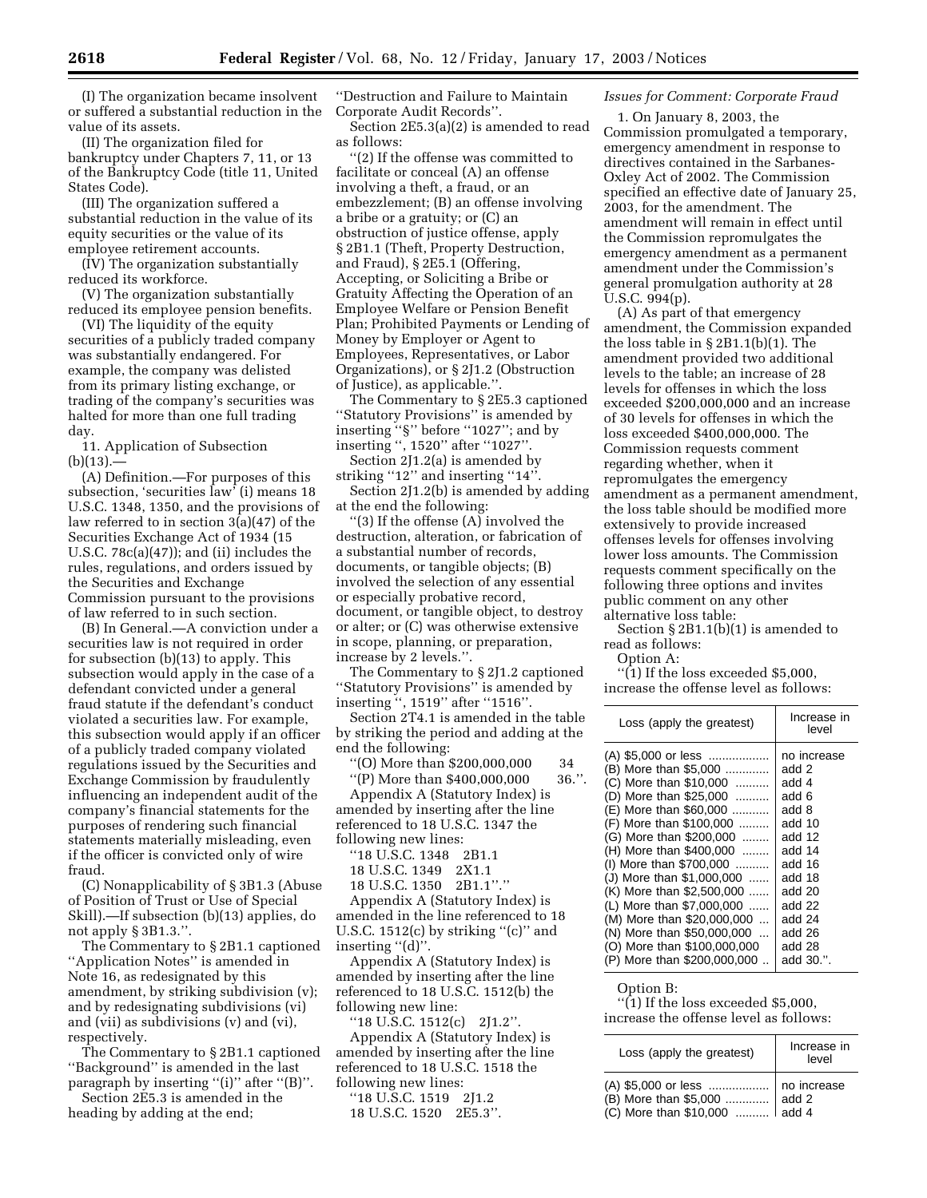(I) The organization became insolvent or suffered a substantial reduction in the value of its assets.

(II) The organization filed for bankruptcy under Chapters 7, 11, or 13 of the Bankruptcy Code (title 11, United States Code).

(III) The organization suffered a substantial reduction in the value of its equity securities or the value of its employee retirement accounts.

(IV) The organization substantially reduced its workforce.

(V) The organization substantially reduced its employee pension benefits.

(VI) The liquidity of the equity securities of a publicly traded company was substantially endangered. For example, the company was delisted from its primary listing exchange, or trading of the company's securities was halted for more than one full trading day.

11. Application of Subsection (b)(13).—

(A) Definition.—For purposes of this subsection, 'securities law' (i) means 18 U.S.C. 1348, 1350, and the provisions of law referred to in section 3(a)(47) of the Securities Exchange Act of 1934 (15 U.S.C. 78c(a)(47)); and (ii) includes the rules, regulations, and orders issued by the Securities and Exchange Commission pursuant to the provisions of law referred to in such section.

(B) In General.—A conviction under a securities law is not required in order for subsection (b)(13) to apply. This subsection would apply in the case of a defendant convicted under a general fraud statute if the defendant's conduct violated a securities law. For example, this subsection would apply if an officer of a publicly traded company violated regulations issued by the Securities and Exchange Commission by fraudulently influencing an independent audit of the company's financial statements for the purposes of rendering such financial statements materially misleading, even if the officer is convicted only of wire fraud.

(C) Nonapplicability of § 3B1.3 (Abuse of Position of Trust or Use of Special Skill).—If subsection (b)(13) applies, do not apply § 3B1.3.''.

The Commentary to § 2B1.1 captioned ''Application Notes'' is amended in Note 16, as redesignated by this amendment, by striking subdivision (v); and by redesignating subdivisions (vi) and (vii) as subdivisions (v) and (vi), respectively.

The Commentary to § 2B1.1 captioned ''Background'' is amended in the last paragraph by inserting ''(i)'' after ''(B)''.

Section 2E5.3 is amended in the heading by adding at the end; ''Destruction and Failure to Maintain Corporate Audit Records''.

Section 2E5.3(a)(2) is amended to read as follows:

''(2) If the offense was committed to facilitate or conceal (A) an offense involving a theft, a fraud, or an embezzlement; (B) an offense involving a bribe or a gratuity; or (C) an obstruction of justice offense, apply § 2B1.1 (Theft, Property Destruction, and Fraud), § 2E5.1 (Offering, Accepting, or Soliciting a Bribe or Gratuity Affecting the Operation of an Employee Welfare or Pension Benefit Plan; Prohibited Payments or Lending of Money by Employer or Agent to Employees, Representatives, or Labor Organizations), or § 2J1.2 (Obstruction of Justice), as applicable.''.

The Commentary to § 2E5.3 captioned ''Statutory Provisions'' is amended by inserting ''§'' before ''1027''; and by inserting '', 1520'' after ''1027''.

Section 2J1.2(a) is amended by striking ''12'' and inserting ''14''.

Section 2J1.2(b) is amended by adding at the end the following:

''(3) If the offense (A) involved the destruction, alteration, or fabrication of a substantial number of records, documents, or tangible objects; (B) involved the selection of any essential or especially probative record, document, or tangible object, to destroy or alter; or (C) was otherwise extensive in scope, planning, or preparation, increase by 2 levels.''.

The Commentary to § 2J1.2 captioned ''Statutory Provisions'' is amended by inserting '', 1519'' after ''1516''.

Section 2T4.1 is amended in the table by striking the period and adding at the end the following:

''(O) More than $200,000,000 34
''(P) More than $400,000,000 36.''.

Appendix A (Statutory Index) is amended by inserting after the line referenced to 18 U.S.C. 1347 the following new lines:

''18 U.S.C. 1348 2B1.1
18 U.S.C. 1349 2X1.1
18 U.S.C. 1350 2B1.1''.''

Appendix A (Statutory Index) is amended in the line referenced to 18 U.S.C. 1512(c) by striking ''(c)'' and inserting ''(d)''.

Appendix A (Statutory Index) is amended by inserting after the line referenced to 18 U.S.C. 1512(b) the following new line:

''18 U.S.C. 1512(c) 2J1.2''.

Appendix A (Statutory Index) is amended by inserting after the line referenced to 18 U.S.C. 1518 the following new lines:

''18 U.S.C. 1519 2J1.2
18 U.S.C. 1520 2E5.3''.

*Issues for Comment: Corporate Fraud*

1. On January 8, 2003, the Commission promulgated a temporary, emergency amendment in response to directives contained in the Sarbanes-Oxley Act of 2002. The Commission specified an effective date of January 25, 2003, for the amendment. The amendment will remain in effect until the Commission repromulgates the emergency amendment as a permanent amendment under the Commission's general promulgation authority at 28 U.S.C. 994(p).

(A) As part of that emergency amendment, the Commission expanded the loss table in § 2B1.1(b)(1). The amendment provided two additional levels to the table; an increase of 28 levels for offenses in which the loss exceeded $200,000,000 and an increase of 30 levels for offenses in which the loss exceeded $400,000,000. The Commission requests comment regarding whether, when it repromulgates the emergency amendment as a permanent amendment, the loss table should be modified more extensively to provide increased offenses levels for offenses involving lower loss amounts. The Commission requests comment specifically on the following three options and invites public comment on any other alternative loss table:

Section § 2B1.1(b)(1) is amended to read as follows:

Option A:

''(1) If the loss exceeded $5,000, increase the offense level as follows:

| Loss (apply the greatest) | Increase in level |
|---|---|
| (A) $5,000 or less | no increase |
| (B) More than $5,000 | add 2 |
| (C) More than $10,000 | add 4 |
| (D) More than $25,000 | add 6 |
| (E) More than $60,000 | add 8 |
| (F) More than $100,000 | add 10 |
| (G) More than $200,000 | add 12 |
| (H) More than $400,000 | add 14 |
| (I) More than $700,000 | add 16 |
| (J) More than $1,000,000 | add 18 |
| (K) More than $2,500,000 | add 20 |
| (L) More than $7,000,000 | add 22 |
| (M) More than $20,000,000 | add 24 |
| (N) More than $50,000,000 | add 26 |
| (O) More than $100,000,000 | add 28 |
| (P) More than $200,000,000 | add 30.''. |

Option B:

''(1) If the loss exceeded $5,000, increase the offense level as follows:

| Loss (apply the greatest) | Increase in level |
|---|---|
| (A) $5,000 or less | no increase |
| (B) More than $5,000 | add 2 |
| (C) More than $10,000 | add 4 |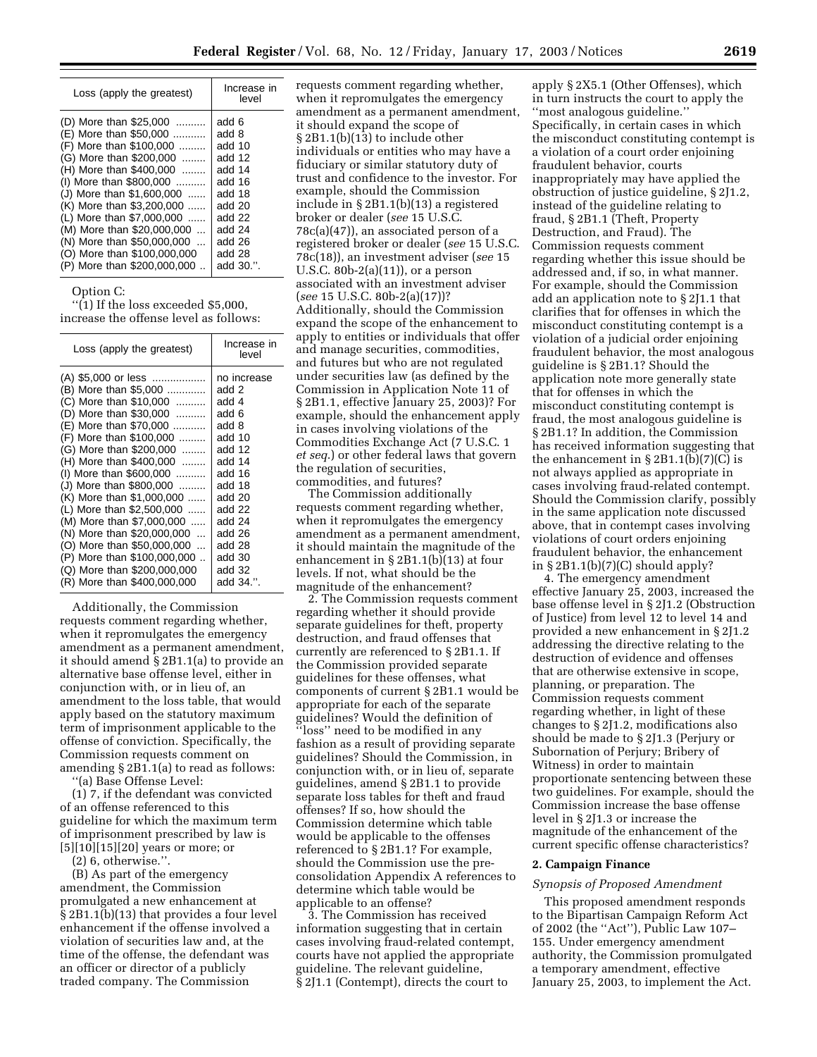| Loss (apply the greatest) | Increase in level |
|---|---|
| (D) More than $25,000 .......... | add 6 |
| (E) More than $50,000 ........... | add 8 |
| (F) More than $100,000 ......... | add 10 |
| (G) More than $200,000 ........ | add 12 |
| (H) More than $400,000 ........ | add 14 |
| (I) More than $800,000 .......... | add 16 |
| (J) More than $1,600,000 ...... | add 18 |
| (K) More than $3,200,000 ...... | add 20 |
| (L) More than $7,000,000 ...... | add 22 |
| (M) More than $20,000,000 ... | add 24 |
| (N) More than $50,000,000 ... | add 26 |
| (O) More than $100,000,000 | add 28 |
| (P) More than $200,000,000 .. | add 30.''. |

Option C:

''(1) If the loss exceeded $5,000, increase the offense level as follows:

| Loss (apply the greatest) | Increase in level |
|---|---|
| (A) $5,000 or less .................. | no increase |
| (B) More than $5,000 ............. | add 2 |
| (C) More than $10,000 .......... | add 4 |
| (D) More than $30,000 .......... | add 6 |
| (E) More than $70,000 ........... | add 8 |
| (F) More than $100,000 ......... | add 10 |
| (G) More than $200,000 ........ | add 12 |
| (H) More than $400,000 ........ | add 14 |
| (I) More than $600,000 .......... | add 16 |
| (J) More than $800,000 ......... | add 18 |
| (K) More than $1,000,000 ...... | add 20 |
| (L) More than $2,500,000 ...... | add 22 |
| (M) More than $7,000,000 ..... | add 24 |
| (N) More than $20,000,000 ... | add 26 |
| (O) More than $50,000,000 ... | add 28 |
| (P) More than $100,000,000 .. | add 30 |
| (Q) More than $200,000,000 | add 32 |
| (R) More than $400,000,000 | add 34.''. |

Additionally, the Commission requests comment regarding whether, when it repromulgates the emergency amendment as a permanent amendment, it should amend § 2B1.1(a) to provide an alternative base offense level, either in conjunction with, or in lieu of, an amendment to the loss table, that would apply based on the statutory maximum term of imprisonment applicable to the offense of conviction. Specifically, the Commission requests comment on amending § 2B1.1(a) to read as follows:

''(a) Base Offense Level:

(1) 7, if the defendant was convicted of an offense referenced to this guideline for which the maximum term of imprisonment prescribed by law is [5][10][15][20] years or more; or

(2) 6, otherwise.''.

(B) As part of the emergency amendment, the Commission promulgated a new enhancement at § 2B1.1(b)(13) that provides a four level enhancement if the offense involved a violation of securities law and, at the time of the offense, the defendant was an officer or director of a publicly traded company. The Commission requests comment regarding whether, when it repromulgates the emergency amendment as a permanent amendment, it should expand the scope of § 2B1.1(b)(13) to include other individuals or entities who may have a fiduciary or similar statutory duty of trust and confidence to the investor. For example, should the Commission include in § 2B1.1(b)(13) a registered broker or dealer (*see* 15 U.S.C. 78c(a)(47)), an associated person of a registered broker or dealer (*see* 15 U.S.C. 78c(18)), an investment adviser (*see* 15 U.S.C. 80b-2(a)(11)), or a person associated with an investment adviser (*see* 15 U.S.C. 80b-2(a)(17))? Additionally, should the Commission expand the scope of the enhancement to apply to entities or individuals that offer and manage securities, commodities, and futures but who are not regulated under securities law (as defined by the Commission in Application Note 11 of § 2B1.1, effective January 25, 2003)? For example, should the enhancement apply in cases involving violations of the Commodities Exchange Act (7 U.S.C. 1 *et seq.*) or other federal laws that govern the regulation of securities, commodities, and futures?

The Commission additionally requests comment regarding whether, when it repromulgates the emergency amendment as a permanent amendment, it should maintain the magnitude of the enhancement in § 2B1.1(b)(13) at four levels. If not, what should be the magnitude of the enhancement?

2. The Commission requests comment regarding whether it should provide separate guidelines for theft, property destruction, and fraud offenses that currently are referenced to § 2B1.1. If the Commission provided separate guidelines for these offenses, what components of current § 2B1.1 would be appropriate for each of the separate guidelines? Would the definition of ''loss'' need to be modified in any fashion as a result of providing separate guidelines? Should the Commission, in conjunction with, or in lieu of, separate guidelines, amend § 2B1.1 to provide separate loss tables for theft and fraud offenses? If so, how should the Commission determine which table would be applicable to the offenses referenced to § 2B1.1? For example, should the Commission use the pre-consolidation Appendix A references to determine which table would be applicable to an offense?

3. The Commission has received information suggesting that in certain cases involving fraud-related contempt, courts have not applied the appropriate guideline. The relevant guideline, § 2J1.1 (Contempt), directs the court to apply § 2X5.1 (Other Offenses), which in turn instructs the court to apply the ''most analogous guideline.'' Specifically, in certain cases in which the misconduct constituting contempt is a violation of a court order enjoining fraudulent behavior, courts inappropriately may have applied the obstruction of justice guideline, § 2J1.2, instead of the guideline relating to fraud, § 2B1.1 (Theft, Property Destruction, and Fraud). The Commission requests comment regarding whether this issue should be addressed and, if so, in what manner. For example, should the Commission add an application note to § 2J1.1 that clarifies that for offenses in which the misconduct constituting contempt is a violation of a judicial order enjoining fraudulent behavior, the most analogous guideline is § 2B1.1? Should the application note more generally state that for offenses in which the misconduct constituting contempt is fraud, the most analogous guideline is § 2B1.1? In addition, the Commission has received information suggesting that the enhancement in § 2B1.1(b)(7)(C) is not always applied as appropriate in cases involving fraud-related contempt. Should the Commission clarify, possibly in the same application note discussed above, that in contempt cases involving violations of court orders enjoining fraudulent behavior, the enhancement in § 2B1.1(b)(7)(C) should apply?

4. The emergency amendment effective January 25, 2003, increased the base offense level in § 2J1.2 (Obstruction of Justice) from level 12 to level 14 and provided a new enhancement in § 2J1.2 addressing the directive relating to the destruction of evidence and offenses that are otherwise extensive in scope, planning, or preparation. The Commission requests comment regarding whether, in light of these changes to § 2J1.2, modifications also should be made to § 2J1.3 (Perjury or Subornation of Perjury; Bribery of Witness) in order to maintain proportionate sentencing between these two guidelines. For example, should the Commission increase the base offense level in § 2J1.3 or increase the magnitude of the enhancement of the current specific offense characteristics?

## 2. Campaign Finance

*Synopsis of Proposed Amendment*

This proposed amendment responds to the Bipartisan Campaign Reform Act of 2002 (the ''Act''), Public Law 107–155. Under emergency amendment authority, the Commission promulgated a temporary amendment, effective January 25, 2003, to implement the Act.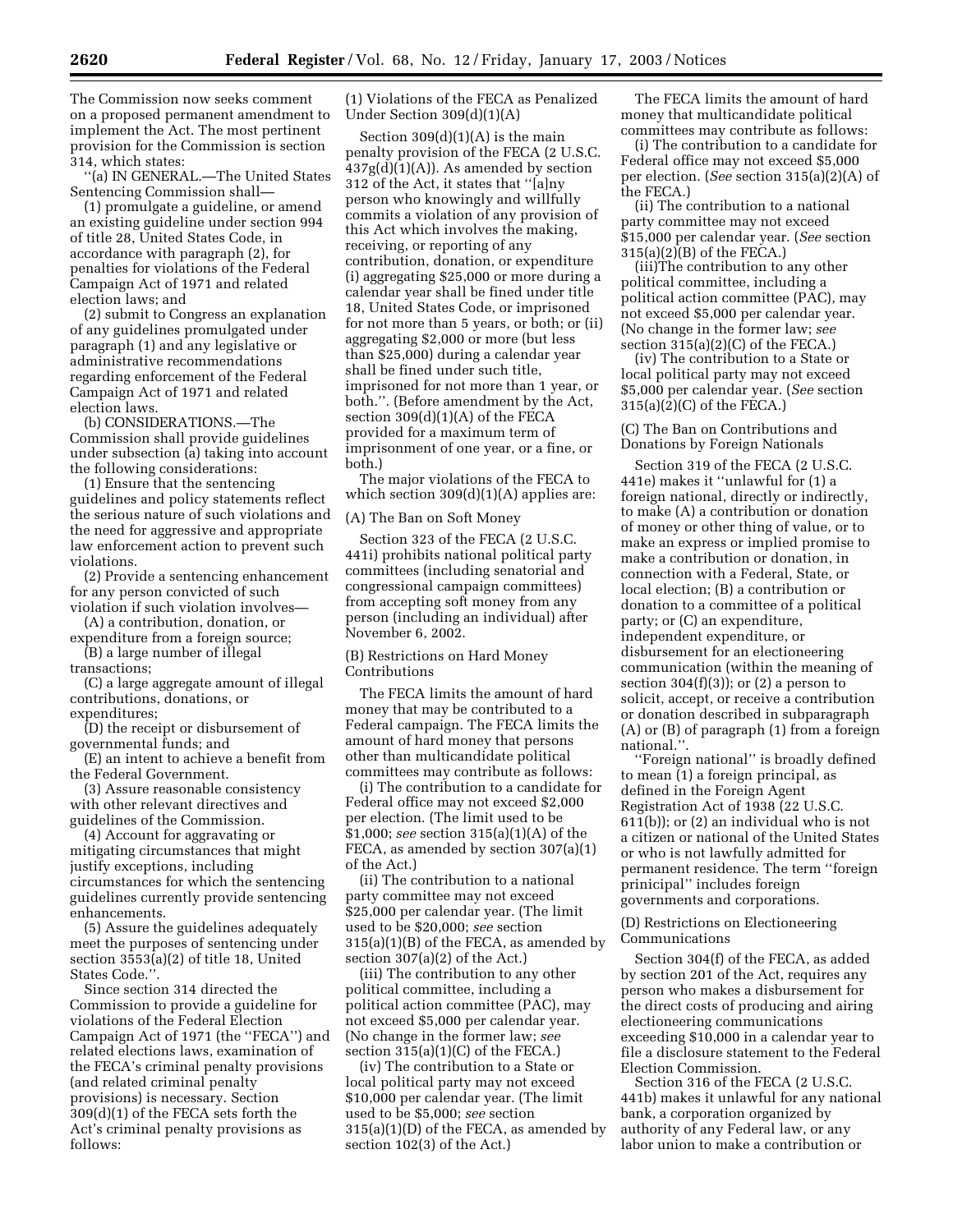The Commission now seeks comment on a proposed permanent amendment to implement the Act. The most pertinent provision for the Commission is section 314, which states:

''(a) IN GENERAL.—The United States Sentencing Commission shall—

(1) promulgate a guideline, or amend an existing guideline under section 994 of title 28, United States Code, in accordance with paragraph (2), for penalties for violations of the Federal Campaign Act of 1971 and related election laws; and

(2) submit to Congress an explanation of any guidelines promulgated under paragraph (1) and any legislative or administrative recommendations regarding enforcement of the Federal Campaign Act of 1971 and related election laws.

(b) CONSIDERATIONS.—The Commission shall provide guidelines under subsection (a) taking into account the following considerations:

(1) Ensure that the sentencing guidelines and policy statements reflect the serious nature of such violations and the need for aggressive and appropriate law enforcement action to prevent such violations.

(2) Provide a sentencing enhancement for any person convicted of such violation if such violation involves—

(A) a contribution, donation, or expenditure from a foreign source;

(B) a large number of illegal transactions;

(C) a large aggregate amount of illegal contributions, donations, or expenditures;

(D) the receipt or disbursement of governmental funds; and

(E) an intent to achieve a benefit from the Federal Government.

(3) Assure reasonable consistency with other relevant directives and guidelines of the Commission.

(4) Account for aggravating or mitigating circumstances that might justify exceptions, including circumstances for which the sentencing guidelines currently provide sentencing enhancements.

(5) Assure the guidelines adequately meet the purposes of sentencing under section 3553(a)(2) of title 18, United States Code.''.

Since section 314 directed the Commission to provide a guideline for violations of the Federal Election Campaign Act of 1971 (the ''FECA'') and related elections laws, examination of the FECA's criminal penalty provisions (and related criminal penalty provisions) is necessary. Section 309(d)(1) of the FECA sets forth the Act's criminal penalty provisions as follows:

(1) Violations of the FECA as Penalized Under Section 309(d)(1)(A)

Section 309(d)(1)(A) is the main penalty provision of the FECA (2 U.S.C. 437g(d)(1)(A)). As amended by section 312 of the Act, it states that ''[a]ny person who knowingly and willfully commits a violation of any provision of this Act which involves the making, receiving, or reporting of any contribution, donation, or expenditure (i) aggregating $25,000 or more during a calendar year shall be fined under title 18, United States Code, or imprisoned for not more than 5 years, or both; or (ii) aggregating $2,000 or more (but less than $25,000) during a calendar year shall be fined under such title, imprisoned for not more than 1 year, or both.''. (Before amendment by the Act, section 309(d)(1)(A) of the FECA provided for a maximum term of imprisonment of one year, or a fine, or both.)

The major violations of the FECA to which section 309(d)(1)(A) applies are:

(A) The Ban on Soft Money

Section 323 of the FECA (2 U.S.C. 441i) prohibits national political party committees (including senatorial and congressional campaign committees) from accepting soft money from any person (including an individual) after November 6, 2002.

(B) Restrictions on Hard Money Contributions

The FECA limits the amount of hard money that may be contributed to a Federal campaign. The FECA limits the amount of hard money that persons other than multicandidate political committees may contribute as follows:

(i) The contribution to a candidate for Federal office may not exceed $2,000 per election. (The limit used to be $1,000; *see* section 315(a)(1)(A) of the FECA, as amended by section 307(a)(1) of the Act.)

(ii) The contribution to a national party committee may not exceed $25,000 per calendar year. (The limit used to be $20,000; *see* section 315(a)(1)(B) of the FECA, as amended by section 307(a)(2) of the Act.)

(iii) The contribution to any other political committee, including a political action committee (PAC), may not exceed $5,000 per calendar year. (No change in the former law; *see* section 315(a)(1)(C) of the FECA.)

(iv) The contribution to a State or local political party may not exceed $10,000 per calendar year. (The limit used to be $5,000; *see* section 315(a)(1)(D) of the FECA, as amended by section 102(3) of the Act.)

The FECA limits the amount of hard money that multicandidate political committees may contribute as follows:

(i) The contribution to a candidate for Federal office may not exceed $5,000 per election. (*See* section 315(a)(2)(A) of the FECA.)

(ii) The contribution to a national party committee may not exceed $15,000 per calendar year. (*See* section 315(a)(2)(B) of the FECA.)

(iii)The contribution to any other political committee, including a political action committee (PAC), may not exceed $5,000 per calendar year. (No change in the former law; *see* section 315(a)(2)(C) of the FECA.)

(iv) The contribution to a State or local political party may not exceed $5,000 per calendar year. (*See* section 315(a)(2)(C) of the FECA.)

(C) The Ban on Contributions and Donations by Foreign Nationals

Section 319 of the FECA (2 U.S.C. 441e) makes it ''unlawful for (1) a foreign national, directly or indirectly, to make (A) a contribution or donation of money or other thing of value, or to make an express or implied promise to make a contribution or donation, in connection with a Federal, State, or local election; (B) a contribution or donation to a committee of a political party; or (C) an expenditure, independent expenditure, or disbursement for an electioneering communication (within the meaning of section 304(f)(3)); or (2) a person to solicit, accept, or receive a contribution or donation described in subparagraph (A) or (B) of paragraph (1) from a foreign national.''.

''Foreign national'' is broadly defined to mean (1) a foreign principal, as defined in the Foreign Agent Registration Act of 1938 (22 U.S.C. 611(b)); or (2) an individual who is not a citizen or national of the United States or who is not lawfully admitted for permanent residence. The term ''foreign prinicipal'' includes foreign governments and corporations.

(D) Restrictions on Electioneering Communications

Section 304(f) of the FECA, as added by section 201 of the Act, requires any person who makes a disbursement for the direct costs of producing and airing electioneering communications exceeding $10,000 in a calendar year to file a disclosure statement to the Federal Election Commission.

Section 316 of the FECA (2 U.S.C. 441b) makes it unlawful for any national bank, a corporation organized by authority of any Federal law, or any labor union to make a contribution or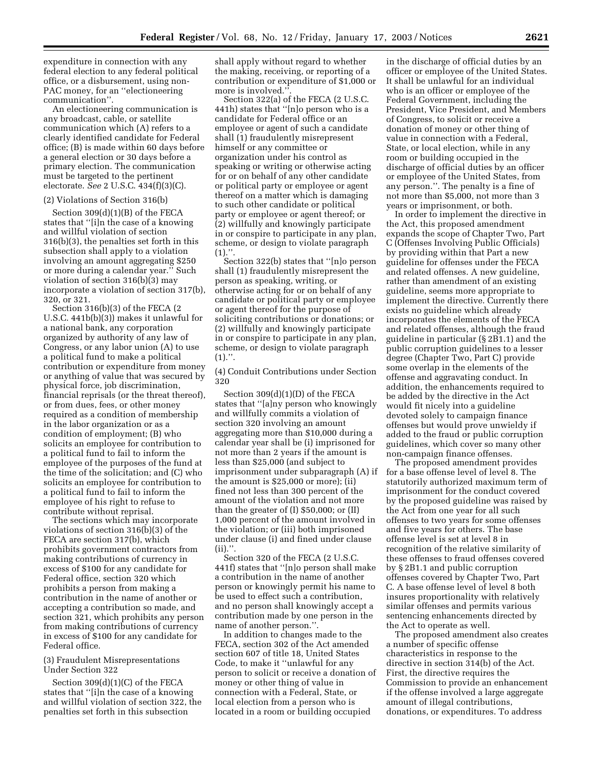expenditure in connection with any federal election to any federal political office, or a disbursement, using non-PAC money, for an ''electioneering communication''.

An electioneering communication is any broadcast, cable, or satellite communication which (A) refers to a clearly identified candidate for Federal office; (B) is made within 60 days before a general election or 30 days before a primary election. The communication must be targeted to the pertinent electorate. *See* 2 U.S.C. 434(f)(3)(C).

(2) Violations of Section 316(b)

Section 309(d)(1)(B) of the FECA states that ''[i]n the case of a knowing and willful violation of section 316(b)(3), the penalties set forth in this subsection shall apply to a violation involving an amount aggregating $250 or more during a calendar year.'' Such violation of section 316(b)(3) may incorporate a violation of section 317(b), 320, or 321.

Section 316(b)(3) of the FECA (2 U.S.C. 441b(b)(3)) makes it unlawful for a national bank, any corporation organized by authority of any law of Congress, or any labor union (A) to use a political fund to make a political contribution or expenditure from money or anything of value that was secured by physical force, job discrimination, financial reprisals (or the threat thereof), or from dues, fees, or other money required as a condition of membership in the labor organization or as a condition of employment; (B) who solicits an employee for contribution to a political fund to fail to inform the employee of the purposes of the fund at the time of the solicitation; and (C) who solicits an employee for contribution to a political fund to fail to inform the employee of his right to refuse to contribute without reprisal.

The sections which may incorporate violations of section 316(b)(3) of the FECA are section 317(b), which prohibits government contractors from making contributions of currency in excess of $100 for any candidate for Federal office, section 320 which prohibits a person from making a contribution in the name of another or accepting a contribution so made, and section 321, which prohibits any person from making contributions of currency in excess of $100 for any candidate for Federal office.

(3) Fraudulent Misrepresentations Under Section 322

Section 309(d)(1)(C) of the FECA states that ''[i]n the case of a knowing and willful violation of section 322, the penalties set forth in this subsection shall apply without regard to whether the making, receiving, or reporting of a contribution or expenditure of $1,000 or more is involved.''.

Section 322(a) of the FECA (2 U.S.C. 441h) states that ''[n]o person who is a candidate for Federal office or an employee or agent of such a candidate shall (1) fraudulently misrepresent himself or any committee or organization under his control as speaking or writing or otherwise acting for or on behalf of any other candidate or political party or employee or agent thereof on a matter which is damaging to such other candidate or political party or employee or agent thereof; or (2) willfully and knowingly participate in or conspire to participate in any plan, scheme, or design to violate paragraph (1).''.

Section 322(b) states that ''[n]o person shall (1) fraudulently misrepresent the person as speaking, writing, or otherwise acting for or on behalf of any candidate or political party or employee or agent thereof for the purpose of soliciting contributions or donations; or (2) willfully and knowingly participate in or conspire to participate in any plan, scheme, or design to violate paragraph (1).''.

(4) Conduit Contributions under Section 320

Section 309(d)(1)(D) of the FECA states that ''[a]ny person who knowingly and willfully commits a violation of section 320 involving an amount aggregating more than $10,000 during a calendar year shall be (i) imprisoned for not more than 2 years if the amount is less than $25,000 (and subject to imprisonment under subparagraph (A) if the amount is $25,000 or more); (ii) fined not less than 300 percent of the amount of the violation and not more than the greater of (I) $50,000; or (II) 1,000 percent of the amount involved in the violation; or (iii) both imprisoned under clause (i) and fined under clause (ii).''.

Section 320 of the FECA (2 U.S.C. 441f) states that ''[n]o person shall make a contribution in the name of another person or knowingly permit his name to be used to effect such a contribution, and no person shall knowingly accept a contribution made by one person in the name of another person.''.

In addition to changes made to the FECA, section 302 of the Act amended section 607 of title 18, United States Code, to make it ''unlawful for any person to solicit or receive a donation of money or other thing of value in connection with a Federal, State, or local election from a person who is located in a room or building occupied in the discharge of official duties by an officer or employee of the United States. It shall be unlawful for an individual who is an officer or employee of the Federal Government, including the President, Vice President, and Members of Congress, to solicit or receive a donation of money or other thing of value in connection with a Federal, State, or local election, while in any room or building occupied in the discharge of official duties by an officer or employee of the United States, from any person.''. The penalty is a fine of not more than $5,000, not more than 3 years or imprisonment, or both.

In order to implement the directive in the Act, this proposed amendment expands the scope of Chapter Two, Part C (Offenses Involving Public Officials) by providing within that Part a new guideline for offenses under the FECA and related offenses. A new guideline, rather than amendment of an existing guideline, seems more appropriate to implement the directive. Currently there exists no guideline which already incorporates the elements of the FECA and related offenses, although the fraud guideline in particular (§ 2B1.1) and the public corruption guidelines to a lesser degree (Chapter Two, Part C) provide some overlap in the elements of the offense and aggravating conduct. In addition, the enhancements required to be added by the directive in the Act would fit nicely into a guideline devoted solely to campaign finance offenses but would prove unwieldy if added to the fraud or public corruption guidelines, which cover so many other non-campaign finance offenses.

The proposed amendment provides for a base offense level of level 8. The statutorily authorized maximum term of imprisonment for the conduct covered by the proposed guideline was raised by the Act from one year for all such offenses to two years for some offenses and five years for others. The base offense level is set at level 8 in recognition of the relative similarity of these offenses to fraud offenses covered by § 2B1.1 and public corruption offenses covered by Chapter Two, Part C. A base offense level of level 8 both insures proportionality with relatively similar offenses and permits various sentencing enhancements directed by the Act to operate as well.

The proposed amendment also creates a number of specific offense characteristics in response to the directive in section 314(b) of the Act. First, the directive requires the Commission to provide an enhancement if the offense involved a large aggregate amount of illegal contributions, donations, or expenditures. To address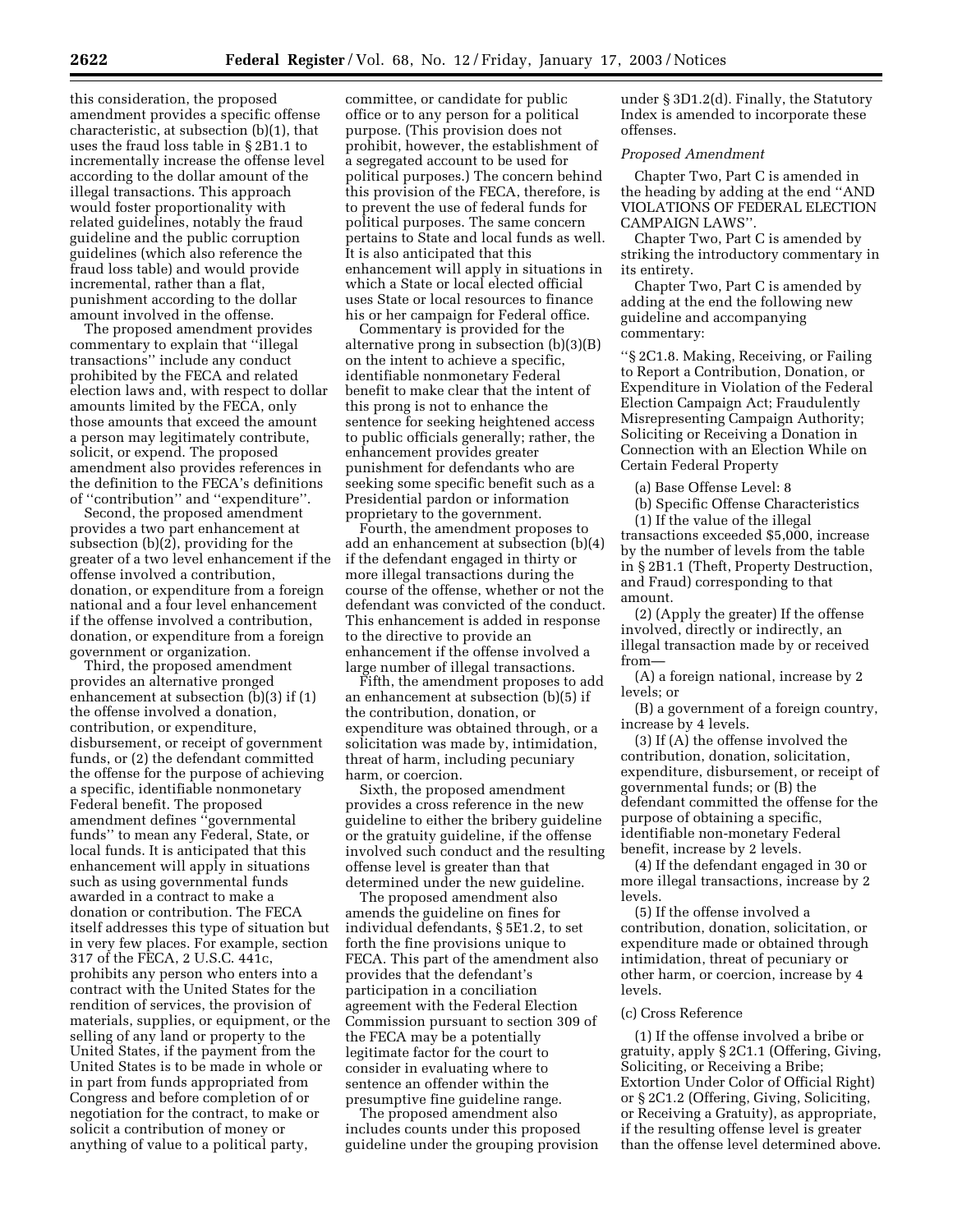this consideration, the proposed amendment provides a specific offense characteristic, at subsection (b)(1), that uses the fraud loss table in § 2B1.1 to incrementally increase the offense level according to the dollar amount of the illegal transactions. This approach would foster proportionality with related guidelines, notably the fraud guideline and the public corruption guidelines (which also reference the fraud loss table) and would provide incremental, rather than a flat, punishment according to the dollar amount involved in the offense.

The proposed amendment provides commentary to explain that ''illegal transactions'' include any conduct prohibited by the FECA and related election laws and, with respect to dollar amounts limited by the FECA, only those amounts that exceed the amount a person may legitimately contribute, solicit, or expend. The proposed amendment also provides references in the definition to the FECA's definitions of ''contribution'' and ''expenditure''.

Second, the proposed amendment provides a two part enhancement at subsection (b)(2), providing for the greater of a two level enhancement if the offense involved a contribution, donation, or expenditure from a foreign national and a four level enhancement if the offense involved a contribution, donation, or expenditure from a foreign government or organization.

Third, the proposed amendment provides an alternative pronged enhancement at subsection (b)(3) if (1) the offense involved a donation, contribution, or expenditure, disbursement, or receipt of government funds, or (2) the defendant committed the offense for the purpose of achieving a specific, identifiable nonmonetary Federal benefit. The proposed amendment defines ''governmental funds'' to mean any Federal, State, or local funds. It is anticipated that this enhancement will apply in situations such as using governmental funds awarded in a contract to make a donation or contribution. The FECA itself addresses this type of situation but in very few places. For example, section 317 of the FECA, 2 U.S.C. 441c, prohibits any person who enters into a contract with the United States for the rendition of services, the provision of materials, supplies, or equipment, or the selling of any land or property to the United States, if the payment from the United States is to be made in whole or in part from funds appropriated from Congress and before completion of or negotiation for the contract, to make or solicit a contribution of money or anything of value to a political party, committee, or candidate for public office or to any person for a political purpose. (This provision does not prohibit, however, the establishment of a segregated account to be used for political purposes.) The concern behind this provision of the FECA, therefore, is to prevent the use of federal funds for political purposes. The same concern pertains to State and local funds as well. It is also anticipated that this enhancement will apply in situations in which a State or local elected official uses State or local resources to finance his or her campaign for Federal office.

Commentary is provided for the alternative prong in subsection (b)(3)(B) on the intent to achieve a specific, identifiable nonmonetary Federal benefit to make clear that the intent of this prong is not to enhance the sentence for seeking heightened access to public officials generally; rather, the enhancement provides greater punishment for defendants who are seeking some specific benefit such as a Presidential pardon or information proprietary to the government.

Fourth, the amendment proposes to add an enhancement at subsection (b)(4) if the defendant engaged in thirty or more illegal transactions during the course of the offense, whether or not the defendant was convicted of the conduct. This enhancement is added in response to the directive to provide an enhancement if the offense involved a large number of illegal transactions.

Fifth, the amendment proposes to add an enhancement at subsection (b)(5) if the contribution, donation, or expenditure was obtained through, or a solicitation was made by, intimidation, threat of harm, including pecuniary harm, or coercion.

Sixth, the proposed amendment provides a cross reference in the new guideline to either the bribery guideline or the gratuity guideline, if the offense involved such conduct and the resulting offense level is greater than that determined under the new guideline.

The proposed amendment also amends the guideline on fines for individual defendants, § 5E1.2, to set forth the fine provisions unique to FECA. This part of the amendment also provides that the defendant's participation in a conciliation agreement with the Federal Election Commission pursuant to section 309 of the FECA may be a potentially legitimate factor for the court to consider in evaluating where to sentence an offender within the presumptive fine guideline range.

The proposed amendment also includes counts under this proposed guideline under the grouping provision under § 3D1.2(d). Finally, the Statutory Index is amended to incorporate these offenses.

*Proposed Amendment*

Chapter Two, Part C is amended in the heading by adding at the end ''AND VIOLATIONS OF FEDERAL ELECTION CAMPAIGN LAWS''.

Chapter Two, Part C is amended by striking the introductory commentary in its entirety.

Chapter Two, Part C is amended by adding at the end the following new guideline and accompanying commentary:

''§ 2C1.8. Making, Receiving, or Failing to Report a Contribution, Donation, or Expenditure in Violation of the Federal Election Campaign Act; Fraudulently Misrepresenting Campaign Authority; Soliciting or Receiving a Donation in Connection with an Election While on Certain Federal Property

(a) Base Offense Level: 8

(b) Specific Offense Characteristics

(1) If the value of the illegal transactions exceeded $5,000, increase by the number of levels from the table in § 2B1.1 (Theft, Property Destruction, and Fraud) corresponding to that amount.

(2) (Apply the greater) If the offense involved, directly or indirectly, an illegal transaction made by or received from—

(A) a foreign national, increase by 2 levels; or

(B) a government of a foreign country, increase by 4 levels.

(3) If (A) the offense involved the contribution, donation, solicitation, expenditure, disbursement, or receipt of governmental funds; or (B) the defendant committed the offense for the purpose of obtaining a specific, identifiable non-monetary Federal benefit, increase by 2 levels.

(4) If the defendant engaged in 30 or more illegal transactions, increase by 2 levels.

(5) If the offense involved a contribution, donation, solicitation, or expenditure made or obtained through intimidation, threat of pecuniary or other harm, or coercion, increase by 4 levels.

(c) Cross Reference

(1) If the offense involved a bribe or gratuity, apply § 2C1.1 (Offering, Giving, Soliciting, or Receiving a Bribe; Extortion Under Color of Official Right) or § 2C1.2 (Offering, Giving, Soliciting, or Receiving a Gratuity), as appropriate, if the resulting offense level is greater than the offense level determined above.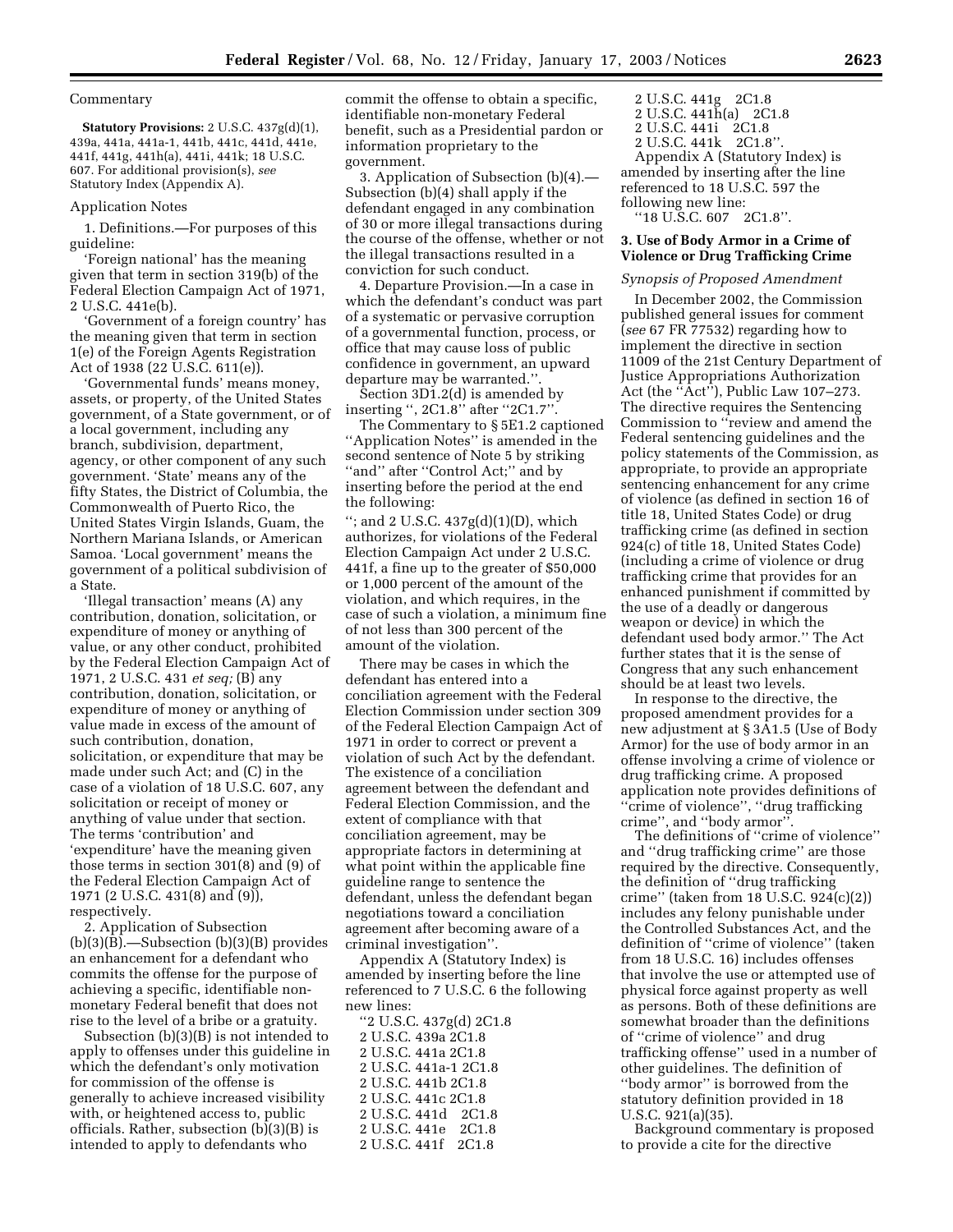Commentary

**Statutory Provisions:** 2 U.S.C. 437g(d)(1), 439a, 441a, 441a-1, 441b, 441c, 441d, 441e, 441f, 441g, 441h(a), 441i, 441k; 18 U.S.C. 607. For additional provision(s), *see* Statutory Index (Appendix A).

Application Notes

1. Definitions.—For purposes of this guideline:

'Foreign national' has the meaning given that term in section 319(b) of the Federal Election Campaign Act of 1971, 2 U.S.C. 441e(b).

'Government of a foreign country' has the meaning given that term in section 1(e) of the Foreign Agents Registration Act of 1938 (22 U.S.C. 611(e)).

'Governmental funds' means money, assets, or property, of the United States government, of a State government, or of a local government, including any branch, subdivision, department, agency, or other component of any such government. 'State' means any of the fifty States, the District of Columbia, the Commonwealth of Puerto Rico, the United States Virgin Islands, Guam, the Northern Mariana Islands, or American Samoa. 'Local government' means the government of a political subdivision of a State.

'Illegal transaction' means (A) any contribution, donation, solicitation, or expenditure of money or anything of value, or any other conduct, prohibited by the Federal Election Campaign Act of 1971, 2 U.S.C. 431 *et seq;* (B) any contribution, donation, solicitation, or expenditure of money or anything of value made in excess of the amount of such contribution, donation, solicitation, or expenditure that may be made under such Act; and (C) in the case of a violation of 18 U.S.C. 607, any solicitation or receipt of money or anything of value under that section. The terms 'contribution' and 'expenditure' have the meaning given those terms in section 301(8) and (9) of the Federal Election Campaign Act of 1971 (2 U.S.C. 431(8) and (9)), respectively.

2. Application of Subsection (b)(3)(B).—Subsection (b)(3)(B) provides an enhancement for a defendant who commits the offense for the purpose of achieving a specific, identifiable non-monetary Federal benefit that does not rise to the level of a bribe or a gratuity.

Subsection (b)(3)(B) is not intended to apply to offenses under this guideline in which the defendant's only motivation for commission of the offense is generally to achieve increased visibility with, or heightened access to, public officials. Rather, subsection (b)(3)(B) is intended to apply to defendants who commit the offense to obtain a specific, identifiable non-monetary Federal benefit, such as a Presidential pardon or information proprietary to the government.

3. Application of Subsection (b)(4).—Subsection (b)(4) shall apply if the defendant engaged in any combination of 30 or more illegal transactions during the course of the offense, whether or not the illegal transactions resulted in a conviction for such conduct.

4. Departure Provision.—In a case in which the defendant's conduct was part of a systematic or pervasive corruption of a governmental function, process, or office that may cause loss of public confidence in government, an upward departure may be warranted.''.

Section 3D1.2(d) is amended by inserting '', 2C1.8'' after ''2C1.7''.

The Commentary to § 5E1.2 captioned ''Application Notes'' is amended in the second sentence of Note 5 by striking ''and'' after ''Control Act;'' and by inserting before the period at the end the following:

''; and 2 U.S.C. 437g(d)(1)(D), which authorizes, for violations of the Federal Election Campaign Act under 2 U.S.C. 441f, a fine up to the greater of $50,000 or 1,000 percent of the amount of the violation, and which requires, in the case of such a violation, a minimum fine of not less than 300 percent of the amount of the violation.

There may be cases in which the defendant has entered into a conciliation agreement with the Federal Election Commission under section 309 of the Federal Election Campaign Act of 1971 in order to correct or prevent a violation of such Act by the defendant. The existence of a conciliation agreement between the defendant and Federal Election Commission, and the extent of compliance with that conciliation agreement, may be appropriate factors in determining at what point within the applicable fine guideline range to sentence the defendant, unless the defendant began negotiations toward a conciliation agreement after becoming aware of a criminal investigation''.

Appendix A (Statutory Index) is amended by inserting before the line referenced to 7 U.S.C. 6 the following new lines:

''2 U.S.C. 437g(d) 2C1.8
2 U.S.C. 439a 2C1.8
2 U.S.C. 441a 2C1.8
2 U.S.C. 441a-1 2C1.8
2 U.S.C. 441b 2C1.8
2 U.S.C. 441c 2C1.8
2 U.S.C. 441d 2C1.8
2 U.S.C. 441e 2C1.8
2 U.S.C. 441f 2C1.8
2 U.S.C. 441g 2C1.8
2 U.S.C. 441h(a) 2C1.8
2 U.S.C. 441i 2C1.8
2 U.S.C. 441k 2C1.8''.

Appendix A (Statutory Index) is amended by inserting after the line referenced to 18 U.S.C. 597 the following new line:

''18 U.S.C. 607 2C1.8''.

**3. Use of Body Armor in a Crime of Violence or Drug Trafficking Crime**

*Synopsis of Proposed Amendment*

In December 2002, the Commission published general issues for comment (*see* 67 FR 77532) regarding how to implement the directive in section 11009 of the 21st Century Department of Justice Appropriations Authorization Act (the ''Act''), Public Law 107–273. The directive requires the Sentencing Commission to ''review and amend the Federal sentencing guidelines and the policy statements of the Commission, as appropriate, to provide an appropriate sentencing enhancement for any crime of violence (as defined in section 16 of title 18, United States Code) or drug trafficking crime (as defined in section 924(c) of title 18, United States Code) (including a crime of violence or drug trafficking crime that provides for an enhanced punishment if committed by the use of a deadly or dangerous weapon or device) in which the defendant used body armor.'' The Act further states that it is the sense of Congress that any such enhancement should be at least two levels.

In response to the directive, the proposed amendment provides for a new adjustment at § 3A1.5 (Use of Body Armor) for the use of body armor in an offense involving a crime of violence or drug trafficking crime. A proposed application note provides definitions of ''crime of violence'', ''drug trafficking crime'', and ''body armor''.

The definitions of ''crime of violence'' and ''drug trafficking crime'' are those required by the directive. Consequently, the definition of ''drug trafficking crime'' (taken from 18 U.S.C. 924(c)(2)) includes any felony punishable under the Controlled Substances Act, and the definition of ''crime of violence'' (taken from 18 U.S.C. 16) includes offenses that involve the use or attempted use of physical force against property as well as persons. Both of these definitions are somewhat broader than the definitions of ''crime of violence'' and drug trafficking offense'' used in a number of other guidelines. The definition of ''body armor'' is borrowed from the statutory definition provided in 18 U.S.C. 921(a)(35).

Background commentary is proposed to provide a cite for the directive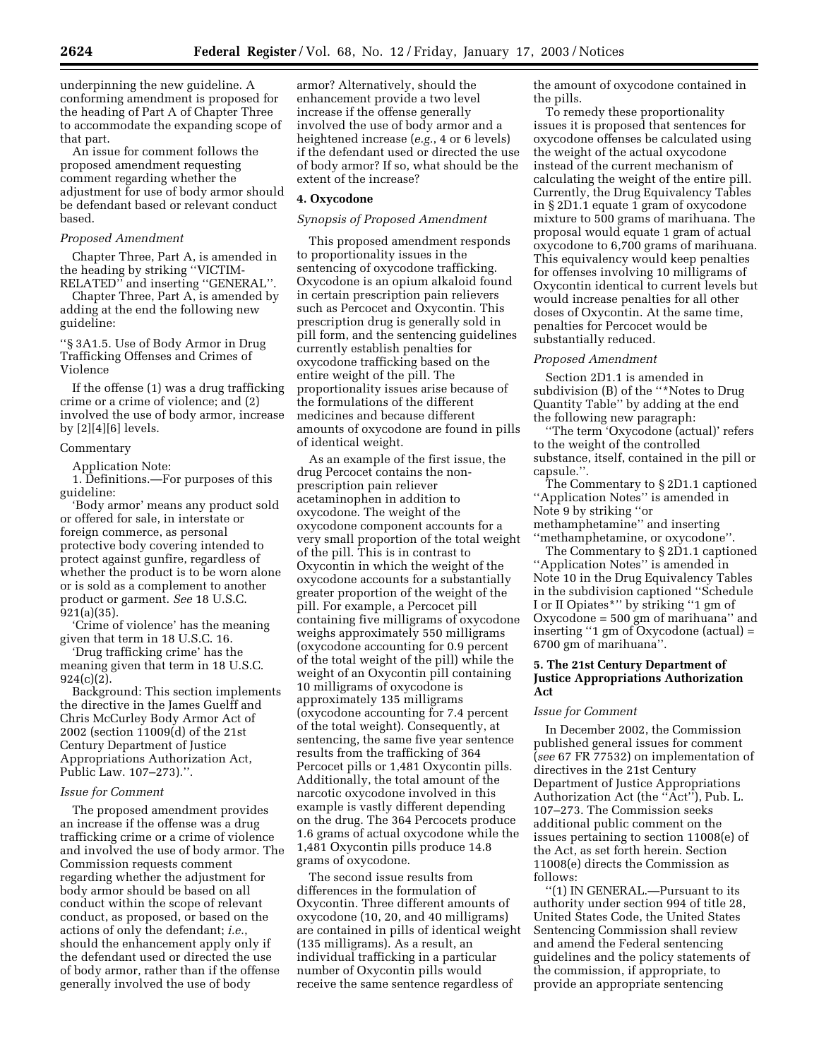underpinning the new guideline. A conforming amendment is proposed for the heading of Part A of Chapter Three to accommodate the expanding scope of that part.

An issue for comment follows the proposed amendment requesting comment regarding whether the adjustment for use of body armor should be defendant based or relevant conduct based.

*Proposed Amendment*

Chapter Three, Part A, is amended in the heading by striking ''VICTIM-RELATED'' and inserting ''GENERAL''.

Chapter Three, Part A, is amended by adding at the end the following new guideline:

''§ 3A1.5. Use of Body Armor in Drug Trafficking Offenses and Crimes of Violence

If the offense (1) was a drug trafficking crime or a crime of violence; and (2) involved the use of body armor, increase by [2][4][6] levels.

Commentary

Application Note:

1. Definitions.—For purposes of this guideline:

'Body armor' means any product sold or offered for sale, in interstate or foreign commerce, as personal protective body covering intended to protect against gunfire, regardless of whether the product is to be worn alone or is sold as a complement to another product or garment. *See* 18 U.S.C. 921(a)(35).

'Crime of violence' has the meaning given that term in 18 U.S.C. 16.

'Drug trafficking crime' has the meaning given that term in 18 U.S.C. 924(c)(2).

Background: This section implements the directive in the James Guelff and Chris McCurley Body Armor Act of 2002 (section 11009(d) of the 21st Century Department of Justice Appropriations Authorization Act, Public Law. 107–273).''.

*Issue for Comment*

The proposed amendment provides an increase if the offense was a drug trafficking crime or a crime of violence and involved the use of body armor. The Commission requests comment regarding whether the adjustment for body armor should be based on all conduct within the scope of relevant conduct, as proposed, or based on the actions of only the defendant; *i.e.*, should the enhancement apply only if the defendant used or directed the use of body armor, rather than if the offense generally involved the use of body armor? Alternatively, should the enhancement provide a two level increase if the offense generally involved the use of body armor and a heightened increase (*e.g.*, 4 or 6 levels) if the defendant used or directed the use of body armor? If so, what should be the extent of the increase?

**4. Oxycodone**

*Synopsis of Proposed Amendment*

This proposed amendment responds to proportionality issues in the sentencing of oxycodone trafficking. Oxycodone is an opium alkaloid found in certain prescription pain relievers such as Percocet and Oxycontin. This prescription drug is generally sold in pill form, and the sentencing guidelines currently establish penalties for oxycodone trafficking based on the entire weight of the pill. The proportionality issues arise because of the formulations of the different medicines and because different amounts of oxycodone are found in pills of identical weight.

As an example of the first issue, the drug Percocet contains the non-prescription pain reliever acetaminophen in addition to oxycodone. The weight of the oxycodone component accounts for a very small proportion of the total weight of the pill. This is in contrast to Oxycontin in which the weight of the oxycodone accounts for a substantially greater proportion of the weight of the pill. For example, a Percocet pill containing five milligrams of oxycodone weighs approximately 550 milligrams (oxycodone accounting for 0.9 percent of the total weight of the pill) while the weight of an Oxycontin pill containing 10 milligrams of oxycodone is approximately 135 milligrams (oxycodone accounting for 7.4 percent of the total weight). Consequently, at sentencing, the same five year sentence results from the trafficking of 364 Percocet pills or 1,481 Oxycontin pills. Additionally, the total amount of the narcotic oxycodone involved in this example is vastly different depending on the drug. The 364 Percocets produce 1.6 grams of actual oxycodone while the 1,481 Oxycontin pills produce 14.8 grams of oxycodone.

The second issue results from differences in the formulation of Oxycontin. Three different amounts of oxycodone (10, 20, and 40 milligrams) are contained in pills of identical weight (135 milligrams). As a result, an individual trafficking in a particular number of Oxycontin pills would receive the same sentence regardless of the amount of oxycodone contained in the pills.

To remedy these proportionality issues it is proposed that sentences for oxycodone offenses be calculated using the weight of the actual oxycodone instead of the current mechanism of calculating the weight of the entire pill. Currently, the Drug Equivalency Tables in § 2D1.1 equate 1 gram of oxycodone mixture to 500 grams of marihuana. The proposal would equate 1 gram of actual oxycodone to 6,700 grams of marihuana. This equivalency would keep penalties for offenses involving 10 milligrams of Oxycontin identical to current levels but would increase penalties for all other doses of Oxycontin. At the same time, penalties for Percocet would be substantially reduced.

*Proposed Amendment*

Section 2D1.1 is amended in subdivision (B) of the ''*Notes to Drug Quantity Table'' by adding at the end the following new paragraph:

''The term 'Oxycodone (actual)' refers to the weight of the controlled substance, itself, contained in the pill or capsule.''.

The Commentary to § 2D1.1 captioned ''Application Notes'' is amended in Note 9 by striking ''or methamphetamine'' and inserting ''methamphetamine, or oxycodone''.

The Commentary to § 2D1.1 captioned ''Application Notes'' is amended in Note 10 in the Drug Equivalency Tables in the subdivision captioned ''Schedule I or II Opiates*'' by striking ''1 gm of Oxycodone = 500 gm of marihuana'' and inserting ''1 gm of Oxycodone (actual) = 6700 gm of marihuana''.

**5. The 21st Century Department of Justice Appropriations Authorization Act**

*Issue for Comment*

In December 2002, the Commission published general issues for comment (*see* 67 FR 77532) on implementation of directives in the 21st Century Department of Justice Appropriations Authorization Act (the ''Act''), Pub. L. 107–273. The Commission seeks additional public comment on the issues pertaining to section 11008(e) of the Act, as set forth herein. Section 11008(e) directs the Commission as follows:

''(1) IN GENERAL.—Pursuant to its authority under section 994 of title 28, United States Code, the United States Sentencing Commission shall review and amend the Federal sentencing guidelines and the policy statements of the commission, if appropriate, to provide an appropriate sentencing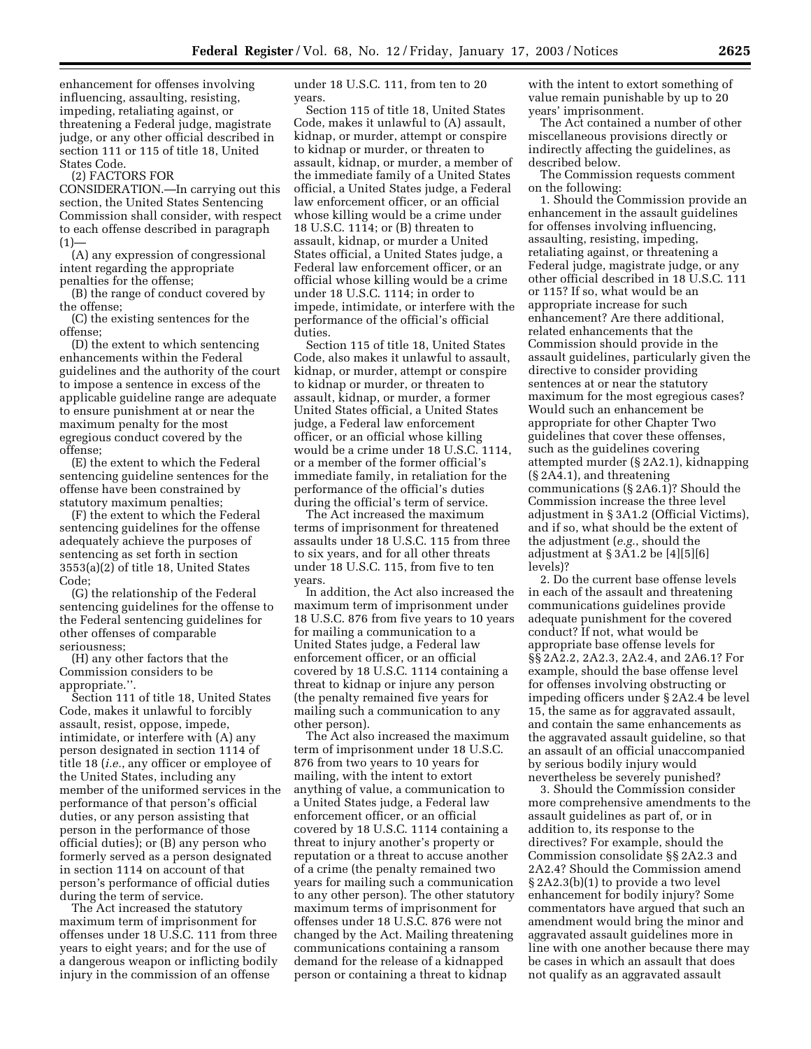enhancement for offenses involving influencing, assaulting, resisting, impeding, retaliating against, or threatening a Federal judge, magistrate judge, or any other official described in section 111 or 115 of title 18, United States Code.

(2) FACTORS FOR CONSIDERATION.—In carrying out this section, the United States Sentencing Commission shall consider, with respect to each offense described in paragraph (1)—

(A) any expression of congressional intent regarding the appropriate penalties for the offense;

(B) the range of conduct covered by the offense;

(C) the existing sentences for the offense;

(D) the extent to which sentencing enhancements within the Federal guidelines and the authority of the court to impose a sentence in excess of the applicable guideline range are adequate to ensure punishment at or near the maximum penalty for the most egregious conduct covered by the offense;

(E) the extent to which the Federal sentencing guideline sentences for the offense have been constrained by statutory maximum penalties;

(F) the extent to which the Federal sentencing guidelines for the offense adequately achieve the purposes of sentencing as set forth in section 3553(a)(2) of title 18, United States Code;

(G) the relationship of the Federal sentencing guidelines for the offense to the Federal sentencing guidelines for other offenses of comparable seriousness;

(H) any other factors that the Commission considers to be appropriate.''.

Section 111 of title 18, United States Code, makes it unlawful to forcibly assault, resist, oppose, impede, intimidate, or interfere with (A) any person designated in section 1114 of title 18 (*i.e.*, any officer or employee of the United States, including any member of the uniformed services in the performance of that person's official duties, or any person assisting that person in the performance of those official duties); or (B) any person who formerly served as a person designated in section 1114 on account of that person's performance of official duties during the term of service.

The Act increased the statutory maximum term of imprisonment for offenses under 18 U.S.C. 111 from three years to eight years; and for the use of a dangerous weapon or inflicting bodily injury in the commission of an offense under 18 U.S.C. 111, from ten to 20 years.

Section 115 of title 18, United States Code, makes it unlawful to (A) assault, kidnap, or murder, attempt or conspire to kidnap or murder, or threaten to assault, kidnap, or murder, a member of the immediate family of a United States official, a United States judge, a Federal law enforcement officer, or an official whose killing would be a crime under 18 U.S.C. 1114; or (B) threaten to assault, kidnap, or murder a United States official, a United States judge, a Federal law enforcement officer, or an official whose killing would be a crime under 18 U.S.C. 1114; in order to impede, intimidate, or interfere with the performance of the official's official duties.

Section 115 of title 18, United States Code, also makes it unlawful to assault, kidnap, or murder, attempt or conspire to kidnap or murder, or threaten to assault, kidnap, or murder, a former United States official, a United States judge, a Federal law enforcement officer, or an official whose killing would be a crime under 18 U.S.C. 1114, or a member of the former official's immediate family, in retaliation for the performance of the official's duties during the official's term of service.

The Act increased the maximum terms of imprisonment for threatened assaults under 18 U.S.C. 115 from three to six years, and for all other threats under 18 U.S.C. 115, from five to ten years.

In addition, the Act also increased the maximum term of imprisonment under 18 U.S.C. 876 from five years to 10 years for mailing a communication to a United States judge, a Federal law enforcement officer, or an official covered by 18 U.S.C. 1114 containing a threat to kidnap or injure any person (the penalty remained five years for mailing such a communication to any other person).

The Act also increased the maximum term of imprisonment under 18 U.S.C. 876 from two years to 10 years for mailing, with the intent to extort anything of value, a communication to a United States judge, a Federal law enforcement officer, or an official covered by 18 U.S.C. 1114 containing a threat to injury another's property or reputation or a threat to accuse another of a crime (the penalty remained two years for mailing such a communication to any other person). The other statutory maximum terms of imprisonment for offenses under 18 U.S.C. 876 were not changed by the Act. Mailing threatening communications containing a ransom demand for the release of a kidnapped person or containing a threat to kidnap with the intent to extort something of value remain punishable by up to 20 years' imprisonment.

The Act contained a number of other miscellaneous provisions directly or indirectly affecting the guidelines, as described below.

The Commission requests comment on the following:

1. Should the Commission provide an enhancement in the assault guidelines for offenses involving influencing, assaulting, resisting, impeding, retaliating against, or threatening a Federal judge, magistrate judge, or any other official described in 18 U.S.C. 111 or 115? If so, what would be an appropriate increase for such enhancement? Are there additional, related enhancements that the Commission should provide in the assault guidelines, particularly given the directive to consider providing sentences at or near the statutory maximum for the most egregious cases? Would such an enhancement be appropriate for other Chapter Two guidelines that cover these offenses, such as the guidelines covering attempted murder (§ 2A2.1), kidnapping (§ 2A4.1), and threatening communications (§ 2A6.1)? Should the Commission increase the three level adjustment in § 3A1.2 (Official Victims), and if so, what should be the extent of the adjustment (*e.g.*, should the adjustment at § 3A1.2 be [4][5][6] levels)?

2. Do the current base offense levels in each of the assault and threatening communications guidelines provide adequate punishment for the covered conduct? If not, what would be appropriate base offense levels for §§ 2A2.2, 2A2.3, 2A2.4, and 2A6.1? For example, should the base offense level for offenses involving obstructing or impeding officers under § 2A2.4 be level 15, the same as for aggravated assault, and contain the same enhancements as the aggravated assault guideline, so that an assault of an official unaccompanied by serious bodily injury would nevertheless be severely punished?

3. Should the Commission consider more comprehensive amendments to the assault guidelines as part of, or in addition to, its response to the directives? For example, should the Commission consolidate §§ 2A2.3 and 2A2.4? Should the Commission amend § 2A2.3(b)(1) to provide a two level enhancement for bodily injury? Some commentators have argued that such an amendment would bring the minor and aggravated assault guidelines more in line with one another because there may be cases in which an assault that does not qualify as an aggravated assault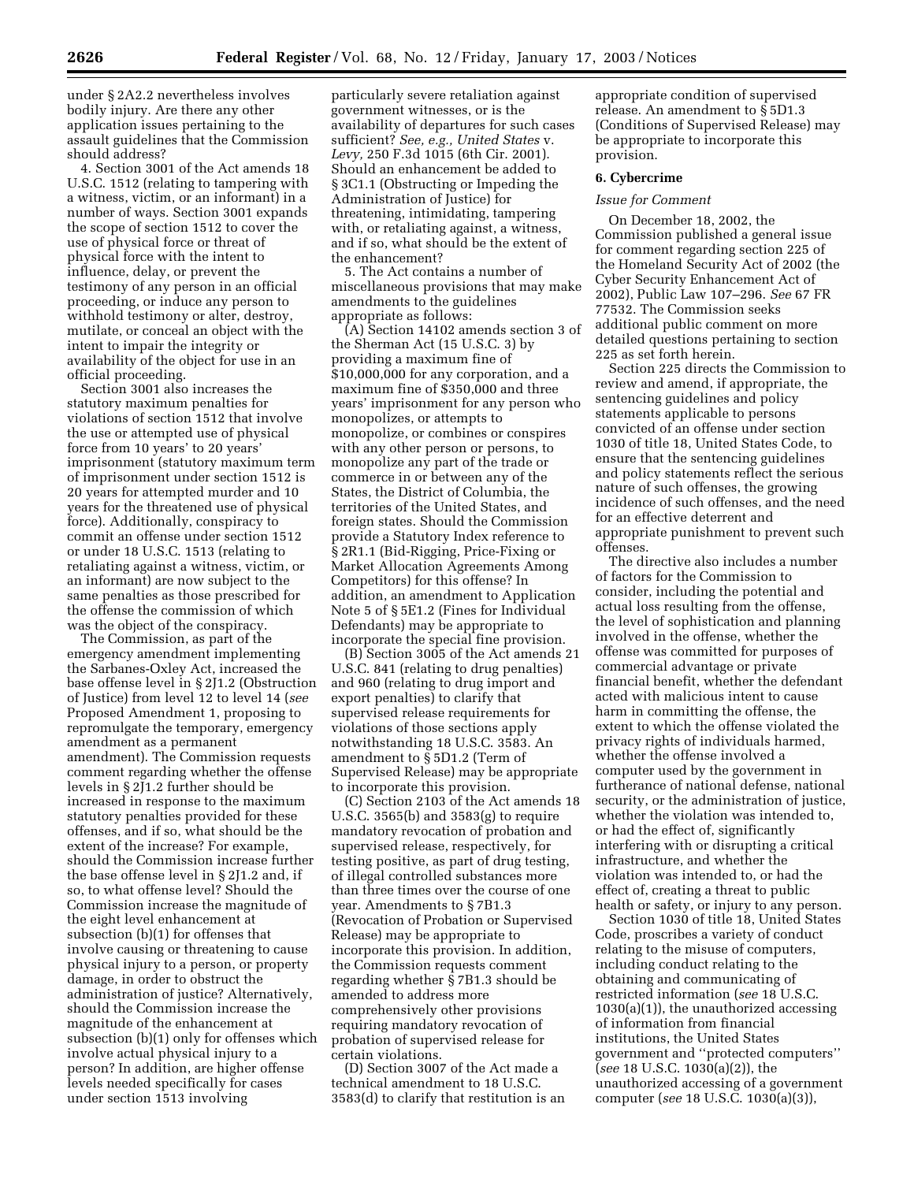under § 2A2.2 nevertheless involves bodily injury. Are there any other application issues pertaining to the assault guidelines that the Commission should address?

4. Section 3001 of the Act amends 18 U.S.C. 1512 (relating to tampering with a witness, victim, or an informant) in a number of ways. Section 3001 expands the scope of section 1512 to cover the use of physical force or threat of physical force with the intent to influence, delay, or prevent the testimony of any person in an official proceeding, or induce any person to withhold testimony or alter, destroy, mutilate, or conceal an object with the intent to impair the integrity or availability of the object for use in an official proceeding.

Section 3001 also increases the statutory maximum penalties for violations of section 1512 that involve the use or attempted use of physical force from 10 years' to 20 years' imprisonment (statutory maximum term of imprisonment under section 1512 is 20 years for attempted murder and 10 years for the threatened use of physical force). Additionally, conspiracy to commit an offense under section 1512 or under 18 U.S.C. 1513 (relating to retaliating against a witness, victim, or an informant) are now subject to the same penalties as those prescribed for the offense the commission of which was the object of the conspiracy.

The Commission, as part of the emergency amendment implementing the Sarbanes-Oxley Act, increased the base offense level in § 2J1.2 (Obstruction of Justice) from level 12 to level 14 (*see* Proposed Amendment 1, proposing to repromulgate the temporary, emergency amendment as a permanent amendment). The Commission requests comment regarding whether the offense levels in § 2J1.2 further should be increased in response to the maximum statutory penalties provided for these offenses, and if so, what should be the extent of the increase? For example, should the Commission increase further the base offense level in § 2J1.2 and, if so, to what offense level? Should the Commission increase the magnitude of the eight level enhancement at subsection (b)(1) for offenses that involve causing or threatening to cause physical injury to a person, or property damage, in order to obstruct the administration of justice? Alternatively, should the Commission increase the magnitude of the enhancement at subsection (b)(1) only for offenses which involve actual physical injury to a person? In addition, are higher offense levels needed specifically for cases under section 1513 involving particularly severe retaliation against government witnesses, or is the availability of departures for such cases sufficient? *See, e.g., United States* v. *Levy,* 250 F.3d 1015 (6th Cir. 2001). Should an enhancement be added to § 3C1.1 (Obstructing or Impeding the Administration of Justice) for threatening, intimidating, tampering with, or retaliating against, a witness, and if so, what should be the extent of the enhancement?

5. The Act contains a number of miscellaneous provisions that may make amendments to the guidelines appropriate as follows:

(A) Section 14102 amends section 3 of the Sherman Act (15 U.S.C. 3) by providing a maximum fine of $10,000,000 for any corporation, and a maximum fine of $350,000 and three years' imprisonment for any person who monopolizes, or attempts to monopolize, or combines or conspires with any other person or persons, to monopolize any part of the trade or commerce in or between any of the States, the District of Columbia, the territories of the United States, and foreign states. Should the Commission provide a Statutory Index reference to § 2R1.1 (Bid-Rigging, Price-Fixing or Market Allocation Agreements Among Competitors) for this offense? In addition, an amendment to Application Note 5 of § 5E1.2 (Fines for Individual Defendants) may be appropriate to incorporate the special fine provision.

(B) Section 3005 of the Act amends 21 U.S.C. 841 (relating to drug penalties) and 960 (relating to drug import and export penalties) to clarify that supervised release requirements for violations of those sections apply notwithstanding 18 U.S.C. 3583. An amendment to § 5D1.2 (Term of Supervised Release) may be appropriate to incorporate this provision.

(C) Section 2103 of the Act amends 18 U.S.C. 3565(b) and 3583(g) to require mandatory revocation of probation and supervised release, respectively, for testing positive, as part of drug testing, of illegal controlled substances more than three times over the course of one year. Amendments to § 7B1.3 (Revocation of Probation or Supervised Release) may be appropriate to incorporate this provision. In addition, the Commission requests comment regarding whether § 7B1.3 should be amended to address more comprehensively other provisions requiring mandatory revocation of probation of supervised release for certain violations.

(D) Section 3007 of the Act made a technical amendment to 18 U.S.C. 3583(d) to clarify that restitution is an appropriate condition of supervised release. An amendment to § 5D1.3 (Conditions of Supervised Release) may be appropriate to incorporate this provision.

### 6. Cybercrime

*Issue for Comment*

On December 18, 2002, the Commission published a general issue for comment regarding section 225 of the Homeland Security Act of 2002 (the Cyber Security Enhancement Act of 2002), Public Law 107–296. *See* 67 FR 77532. The Commission seeks additional public comment on more detailed questions pertaining to section 225 as set forth herein.

Section 225 directs the Commission to review and amend, if appropriate, the sentencing guidelines and policy statements applicable to persons convicted of an offense under section 1030 of title 18, United States Code, to ensure that the sentencing guidelines and policy statements reflect the serious nature of such offenses, the growing incidence of such offenses, and the need for an effective deterrent and appropriate punishment to prevent such offenses.

The directive also includes a number of factors for the Commission to consider, including the potential and actual loss resulting from the offense, the level of sophistication and planning involved in the offense, whether the offense was committed for purposes of commercial advantage or private financial benefit, whether the defendant acted with malicious intent to cause harm in committing the offense, the extent to which the offense violated the privacy rights of individuals harmed, whether the offense involved a computer used by the government in furtherance of national defense, national security, or the administration of justice, whether the violation was intended to, or had the effect of, significantly interfering with or disrupting a critical infrastructure, and whether the violation was intended to, or had the effect of, creating a threat to public health or safety, or injury to any person.

Section 1030 of title 18, United States Code, proscribes a variety of conduct relating to the misuse of computers, including conduct relating to the obtaining and communicating of restricted information (*see* 18 U.S.C. 1030(a)(1)), the unauthorized accessing of information from financial institutions, the United States government and ''protected computers'' (*see* 18 U.S.C. 1030(a)(2)), the unauthorized accessing of a government computer (*see* 18 U.S.C. 1030(a)(3)),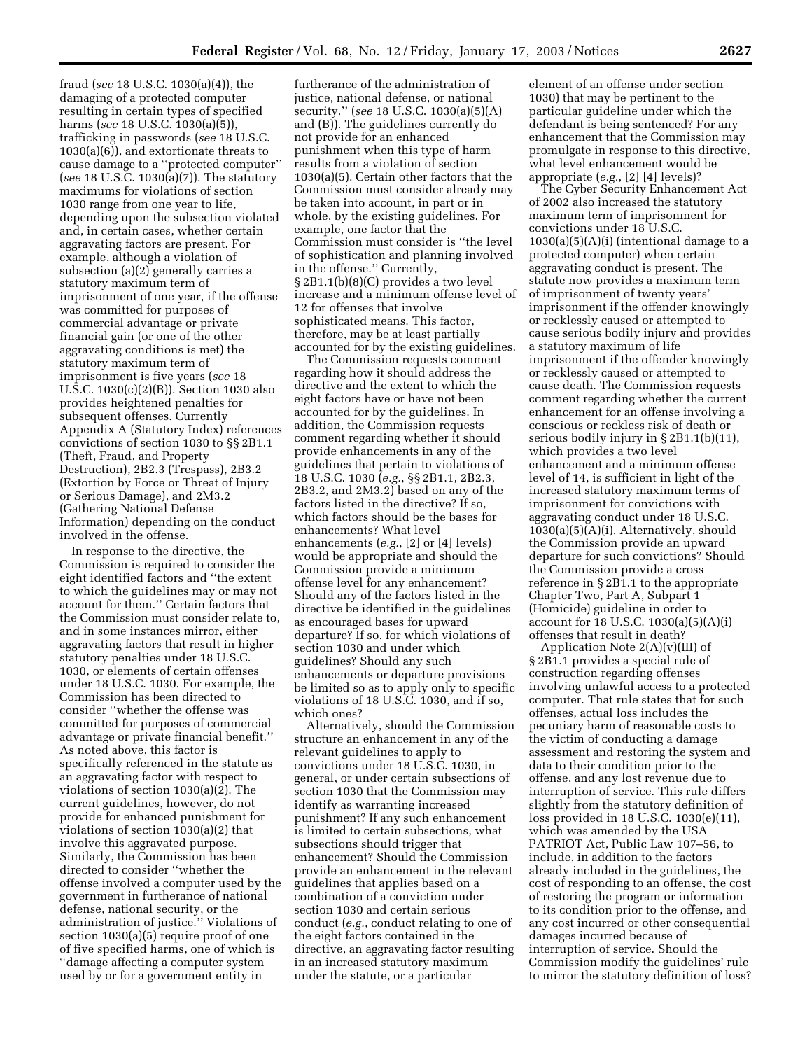fraud (*see* 18 U.S.C. 1030(a)(4)), the damaging of a protected computer resulting in certain types of specified harms (*see* 18 U.S.C. 1030(a)(5)), trafficking in passwords (*see* 18 U.S.C. 1030(a)(6)), and extortionate threats to cause damage to a ''protected computer'' (*see* 18 U.S.C. 1030(a)(7)). The statutory maximums for violations of section 1030 range from one year to life, depending upon the subsection violated and, in certain cases, whether certain aggravating factors are present. For example, although a violation of subsection (a)(2) generally carries a statutory maximum term of imprisonment of one year, if the offense was committed for purposes of commercial advantage or private financial gain (or one of the other aggravating conditions is met) the statutory maximum term of imprisonment is five years (*see* 18 U.S.C. 1030(c)(2)(B)). Section 1030 also provides heightened penalties for subsequent offenses. Currently Appendix A (Statutory Index) references convictions of section 1030 to §§ 2B1.1 (Theft, Fraud, and Property Destruction), 2B2.3 (Trespass), 2B3.2 (Extortion by Force or Threat of Injury or Serious Damage), and 2M3.2 (Gathering National Defense Information) depending on the conduct involved in the offense.

In response to the directive, the Commission is required to consider the eight identified factors and ''the extent to which the guidelines may or may not account for them.'' Certain factors that the Commission must consider relate to, and in some instances mirror, either aggravating factors that result in higher statutory penalties under 18 U.S.C. 1030, or elements of certain offenses under 18 U.S.C. 1030. For example, the Commission has been directed to consider ''whether the offense was committed for purposes of commercial advantage or private financial benefit.'' As noted above, this factor is specifically referenced in the statute as an aggravating factor with respect to violations of section 1030(a)(2). The current guidelines, however, do not provide for enhanced punishment for violations of section 1030(a)(2) that involve this aggravated purpose. Similarly, the Commission has been directed to consider ''whether the offense involved a computer used by the government in furtherance of national defense, national security, or the administration of justice.'' Violations of section 1030(a)(5) require proof of one of five specified harms, one of which is ''damage affecting a computer system used by or for a government entity in furtherance of the administration of justice, national defense, or national security.'' (*see* 18 U.S.C. 1030(a)(5)(A) and (B)). The guidelines currently do not provide for an enhanced punishment when this type of harm results from a violation of section 1030(a)(5). Certain other factors that the Commission must consider already may be taken into account, in part or in whole, by the existing guidelines. For example, one factor that the Commission must consider is ''the level of sophistication and planning involved in the offense.'' Currently, § 2B1.1(b)(8)(C) provides a two level increase and a minimum offense level of 12 for offenses that involve sophisticated means. This factor, therefore, may be at least partially accounted for by the existing guidelines.

The Commission requests comment regarding how it should address the directive and the extent to which the eight factors have or have not been accounted for by the guidelines. In addition, the Commission requests comment regarding whether it should provide enhancements in any of the guidelines that pertain to violations of 18 U.S.C. 1030 (*e.g.*, §§ 2B1.1, 2B2.3, 2B3.2, and 2M3.2) based on any of the factors listed in the directive? If so, which factors should be the bases for enhancements? What level enhancements (*e.g.*, [2] or [4] levels) would be appropriate and should the Commission provide a minimum offense level for any enhancement? Should any of the factors listed in the directive be identified in the guidelines as encouraged bases for upward departure? If so, for which violations of section 1030 and under which guidelines? Should any such enhancements or departure provisions be limited so as to apply only to specific violations of 18 U.S.C. 1030, and if so, which ones?

Alternatively, should the Commission structure an enhancement in any of the relevant guidelines to apply to convictions under 18 U.S.C. 1030, in general, or under certain subsections of section 1030 that the Commission may identify as warranting increased punishment? If any such enhancement is limited to certain subsections, what subsections should trigger that enhancement? Should the Commission provide an enhancement in the relevant guidelines that applies based on a combination of a conviction under section 1030 and certain serious conduct (*e.g.*, conduct relating to one of the eight factors contained in the directive, an aggravating factor resulting in an increased statutory maximum under the statute, or a particular element of an offense under section 1030) that may be pertinent to the particular guideline under which the defendant is being sentenced? For any enhancement that the Commission may promulgate in response to this directive, what level enhancement would be appropriate (*e.g.*, [2] [4] levels)?

The Cyber Security Enhancement Act of 2002 also increased the statutory maximum term of imprisonment for convictions under 18 U.S.C. 1030(a)(5)(A)(i) (intentional damage to a protected computer) when certain aggravating conduct is present. The statute now provides a maximum term of imprisonment of twenty years' imprisonment if the offender knowingly or recklessly caused or attempted to cause serious bodily injury and provides a statutory maximum of life imprisonment if the offender knowingly or recklessly caused or attempted to cause death. The Commission requests comment regarding whether the current enhancement for an offense involving a conscious or reckless risk of death or serious bodily injury in § 2B1.1(b)(11), which provides a two level enhancement and a minimum offense level of 14, is sufficient in light of the increased statutory maximum terms of imprisonment for convictions with aggravating conduct under 18 U.S.C. 1030(a)(5)(A)(i). Alternatively, should the Commission provide an upward departure for such convictions? Should the Commission provide a cross reference in § 2B1.1 to the appropriate Chapter Two, Part A, Subpart 1 (Homicide) guideline in order to account for 18 U.S.C. 1030(a)(5)(A)(i) offenses that result in death?

Application Note 2(A)(v)(III) of § 2B1.1 provides a special rule of construction regarding offenses involving unlawful access to a protected computer. That rule states that for such offenses, actual loss includes the pecuniary harm of reasonable costs to the victim of conducting a damage assessment and restoring the system and data to their condition prior to the offense, and any lost revenue due to interruption of service. This rule differs slightly from the statutory definition of loss provided in 18 U.S.C. 1030(e)(11), which was amended by the USA PATRIOT Act, Public Law 107–56, to include, in addition to the factors already included in the guidelines, the cost of responding to an offense, the cost of restoring the program or information to its condition prior to the offense, and any cost incurred or other consequential damages incurred because of interruption of service. Should the Commission modify the guidelines' rule to mirror the statutory definition of loss?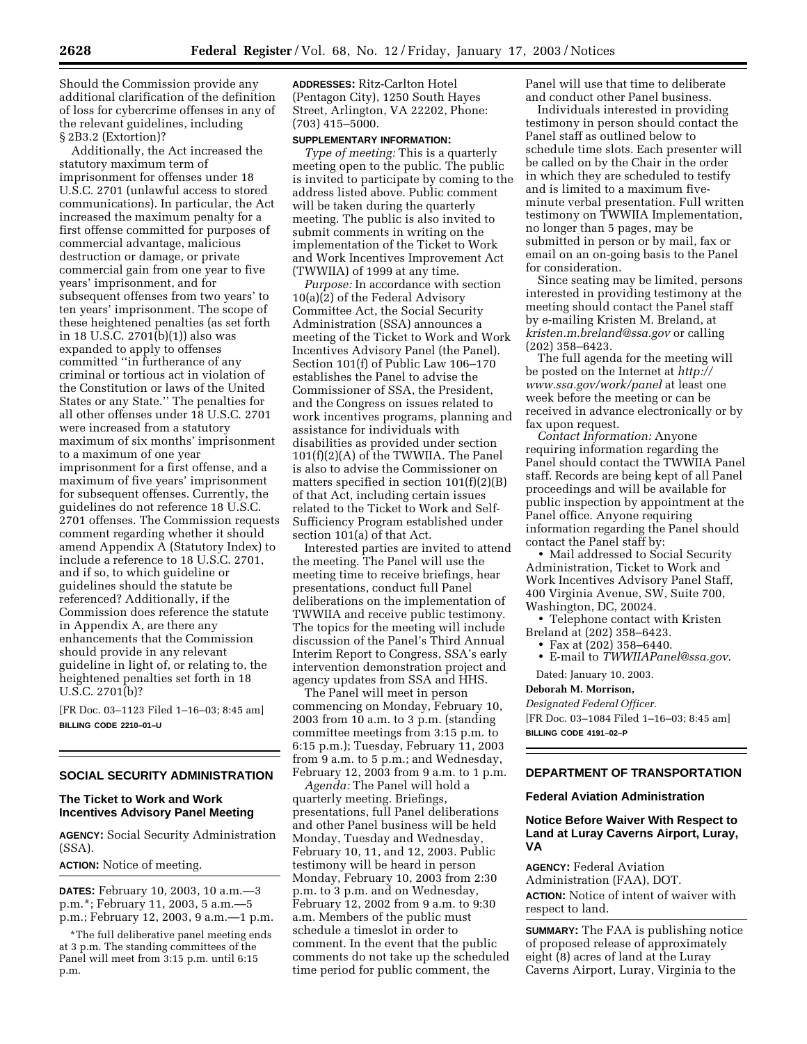Should the Commission provide any additional clarification of the definition of loss for cybercrime offenses in any of the relevant guidelines, including § 2B3.2 (Extortion)?

Additionally, the Act increased the statutory maximum term of imprisonment for offenses under 18 U.S.C. 2701 (unlawful access to stored communications). In particular, the Act increased the maximum penalty for a first offense committed for purposes of commercial advantage, malicious destruction or damage, or private commercial gain from one year to five years' imprisonment, and for subsequent offenses from two years' to ten years' imprisonment. The scope of these heightened penalties (as set forth in 18 U.S.C. 2701(b)(1)) also was expanded to apply to offenses committed "in furtherance of any criminal or tortious act in violation of the Constitution or laws of the United States or any State." The penalties for all other offenses under 18 U.S.C. 2701 were increased from a statutory maximum of six months' imprisonment to a maximum of one year imprisonment for a first offense, and a maximum of five years' imprisonment for subsequent offenses. Currently, the guidelines do not reference 18 U.S.C. 2701 offenses. The Commission requests comment regarding whether it should amend Appendix A (Statutory Index) to include a reference to 18 U.S.C. 2701, and if so, to which guideline or guidelines should the statute be referenced? Additionally, if the Commission does reference the statute in Appendix A, are there any enhancements that the Commission should provide in any relevant guideline in light of, or relating to, the heightened penalties set forth in 18 U.S.C. 2701(b)?

[FR Doc. 03–1123 Filed 1–16–03; 8:45 am]
**BILLING CODE 2210–01–U**

## SOCIAL SECURITY ADMINISTRATION

### The Ticket to Work and Work Incentives Advisory Panel Meeting

**AGENCY:** Social Security Administration (SSA).

**ACTION:** Notice of meeting.

**DATES:** February 10, 2003, 10 a.m.—3 p.m.*; February 11, 2003, 5 a.m.—5 p.m.; February 12, 2003, 9 a.m.—1 p.m.

*The full deliberative panel meeting ends at 3 p.m. The standing committees of the Panel will meet from 3:15 p.m. until 6:15 p.m.

**ADDRESSES:** Ritz-Carlton Hotel (Pentagon City), 1250 South Hayes Street, Arlington, VA 22202, Phone: (703) 415–5000.

**SUPPLEMENTARY INFORMATION:**

*Type of meeting:* This is a quarterly meeting open to the public. The public is invited to participate by coming to the address listed above. Public comment will be taken during the quarterly meeting. The public is also invited to submit comments in writing on the implementation of the Ticket to Work and Work Incentives Improvement Act (TWWIIA) of 1999 at any time.

*Purpose:* In accordance with section 10(a)(2) of the Federal Advisory Committee Act, the Social Security Administration (SSA) announces a meeting of the Ticket to Work and Work Incentives Advisory Panel (the Panel). Section 101(f) of Public Law 106–170 establishes the Panel to advise the Commissioner of SSA, the President, and the Congress on issues related to work incentives programs, planning and assistance for individuals with disabilities as provided under section 101(f)(2)(A) of the TWWIIA. The Panel is also to advise the Commissioner on matters specified in section 101(f)(2)(B) of that Act, including certain issues related to the Ticket to Work and Self-Sufficiency Program established under section 101(a) of that Act.

Interested parties are invited to attend the meeting. The Panel will use the meeting time to receive briefings, hear presentations, conduct full Panel deliberations on the implementation of TWWIIA and receive public testimony. The topics for the meeting will include discussion of the Panel's Third Annual Interim Report to Congress, SSA's early intervention demonstration project and agency updates from SSA and HHS.

The Panel will meet in person commencing on Monday, February 10, 2003 from 10 a.m. to 3 p.m. (standing committee meetings from 3:15 p.m. to 6:15 p.m.); Tuesday, February 11, 2003 from 9 a.m. to 5 p.m.; and Wednesday, February 12, 2003 from 9 a.m. to 1 p.m.

*Agenda:* The Panel will hold a quarterly meeting. Briefings, presentations, full Panel deliberations and other Panel business will be held Monday, Tuesday and Wednesday, February 10, 11, and 12, 2003. Public testimony will be heard in person Monday, February 10, 2003 from 2:30 p.m. to 3 p.m. and on Wednesday, February 12, 2002 from 9 a.m. to 9:30 a.m. Members of the public must schedule a timeslot in order to comment. In the event that the public comments do not take up the scheduled time period for public comment, the Panel will use that time to deliberate and conduct other Panel business.

Individuals interested in providing testimony in person should contact the Panel staff as outlined below to schedule time slots. Each presenter will be called on by the Chair in the order in which they are scheduled to testify and is limited to a maximum five-minute verbal presentation. Full written testimony on TWWIIA Implementation, no longer than 5 pages, may be submitted in person or by mail, fax or email on an on-going basis to the Panel for consideration.

Since seating may be limited, persons interested in providing testimony at the meeting should contact the Panel staff by e-mailing Kristen M. Breland, at *kristen.m.breland@ssa.gov* or calling (202) 358–6423.

The full agenda for the meeting will be posted on the Internet at *http://www.ssa.gov/work/panel* at least one week before the meeting or can be received in advance electronically or by fax upon request.

*Contact Information:* Anyone requiring information regarding the Panel should contact the TWWIIA Panel staff. Records are being kept of all Panel proceedings and will be available for public inspection by appointment at the Panel office. Anyone requiring information regarding the Panel should contact the Panel staff by:

- Mail addressed to Social Security Administration, Ticket to Work and Work Incentives Advisory Panel Staff, 400 Virginia Avenue, SW, Suite 700, Washington, DC, 20024.
- Telephone contact with Kristen Breland at (202) 358–6423.
- Fax at (202) 358–6440.
- E-mail to *TWWIIAPanel@ssa.gov*.

Dated: January 10, 2003.

**Deborah M. Morrison,**

*Designated Federal Officer.*

[FR Doc. 03–1084 Filed 1–16–03; 8:45 am]
**BILLING CODE 4191–02–P**

## DEPARTMENT OF TRANSPORTATION

### Federal Aviation Administration

### Notice Before Waiver With Respect to Land at Luray Caverns Airport, Luray, VA

**AGENCY:** Federal Aviation Administration (FAA), DOT.

**ACTION:** Notice of intent of waiver with respect to land.

**SUMMARY:** The FAA is publishing notice of proposed release of approximately eight (8) acres of land at the Luray Caverns Airport, Luray, Virginia to the